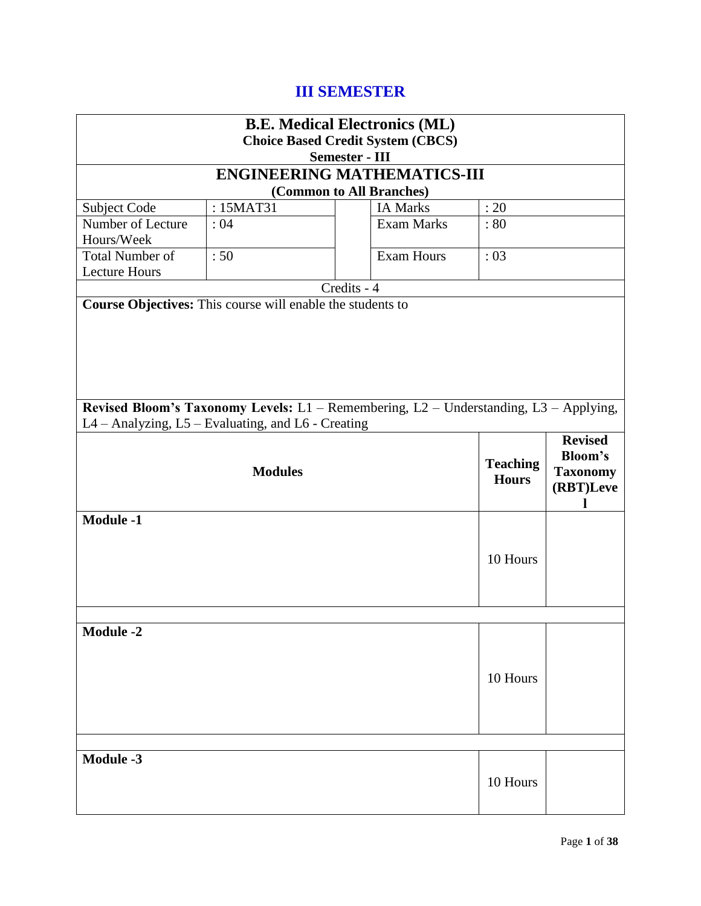# III SEMESTER

| **B.E. Medical Electronics (ML)**<br>**Choice Based Credit System (CBCS)**<br>**Semester - III** | | | | |
|---|---|---|---|---|
| **ENGINEERING MATHEMATICS-III**<br>**(Common to All Branches)** | | | | |
| Subject Code | : 15MAT31 | | IA Marks | : 20 |
| Number of Lecture Hours/Week | : 04 | | Exam Marks | : 80 |
| Total Number of Lecture Hours | : 50 | | Exam Hours | : 03 |
| Credits - 4 | | | | |

**Course Objectives:** This course will enable the students to

**Revised Bloom's Taxonomy Levels:** L1 – Remembering, L2 – Understanding, L3 – Applying, L4 – Analyzing, L5 – Evaluating, and L6 - Creating

| **Modules** | **Teaching Hours** | **Revised Bloom's Taxonomy (RBT)Level** |
|---|---|---|
| **Module -1** | 10 Hours | |
| | | |
| **Module -2** | 10 Hours | |
| | | |
| **Module -3** | 10 Hours | |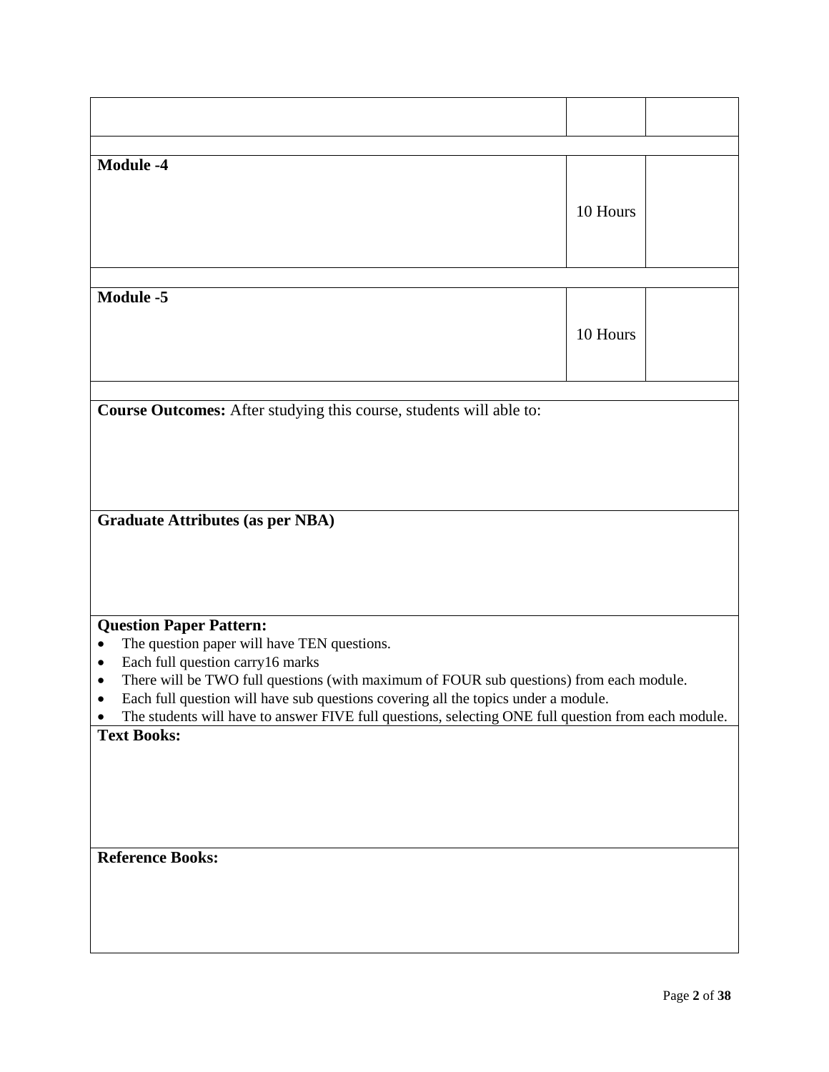| | | |
|---|---|---|
| | | |
| **Module -4** | 10 Hours | |
| **Module -5** | 10 Hours | |

**Course Outcomes:** After studying this course, students will able to:

**Graduate Attributes (as per NBA)**

**Question Paper Pattern:**

- The question paper will have TEN questions.
- Each full question carry16 marks
- There will be TWO full questions (with maximum of FOUR sub questions) from each module.
- Each full question will have sub questions covering all the topics under a module.
- The students will have to answer FIVE full questions, selecting ONE full question from each module.

**Text Books:**

**Reference Books:**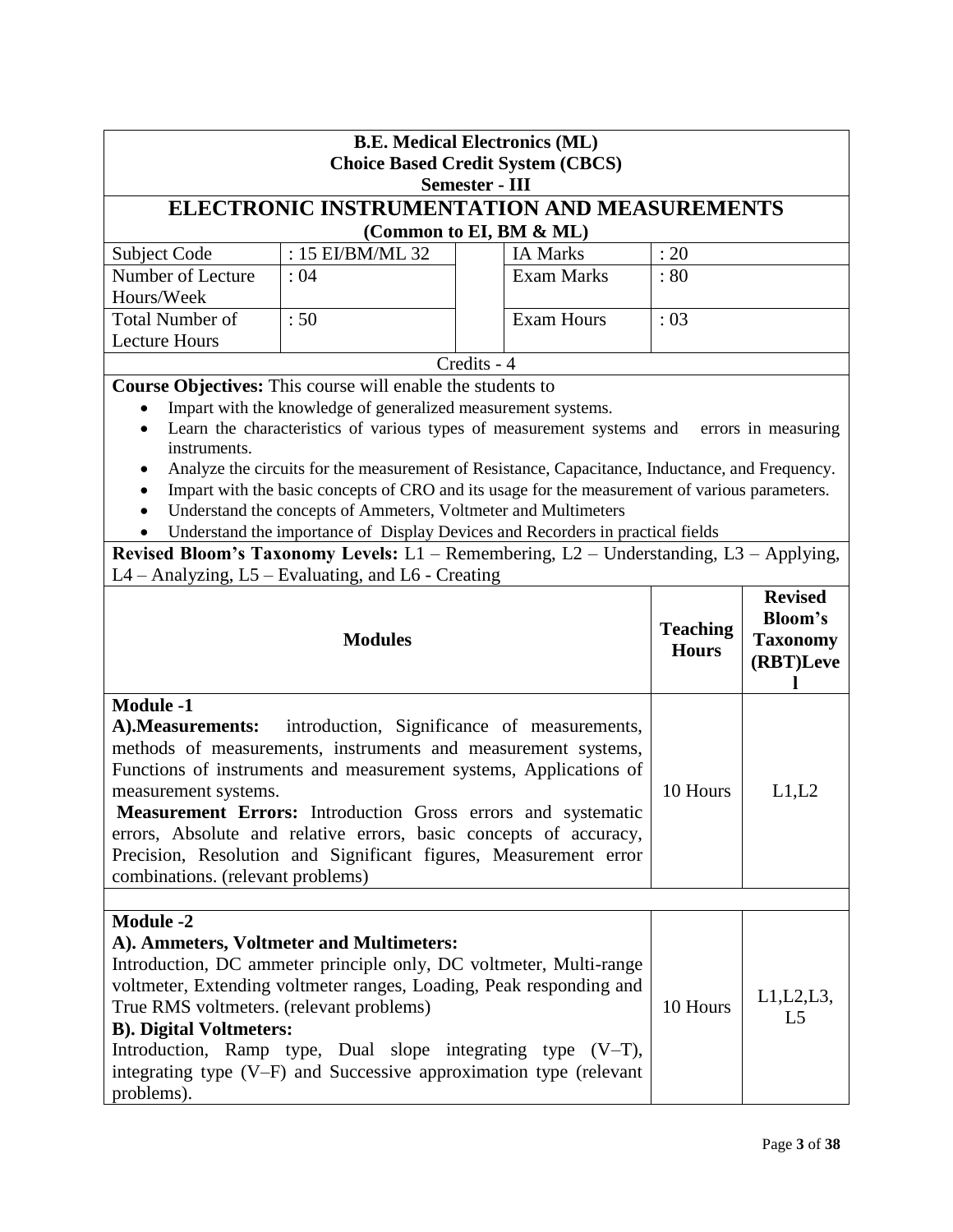**B.E. Medical Electronics (ML)**
**Choice Based Credit System (CBCS)**
**Semester - III**

# ELECTRONIC INSTRUMENTATION AND MEASUREMENTS

**(Common to EI, BM & ML)**

| Subject Code | : 15 EI/BM/ML 32 | IA Marks | : 20 |
|---|---|---|---|
| Number of Lecture Hours/Week | : 04 | Exam Marks | : 80 |
| Total Number of Lecture Hours | : 50 | Exam Hours | : 03 |

Credits - 4

**Course Objectives:** This course will enable the students to

- Impart with the knowledge of generalized measurement systems.
- Learn the characteristics of various types of measurement systems and errors in measuring instruments.
- Analyze the circuits for the measurement of Resistance, Capacitance, Inductance, and Frequency.
- Impart with the basic concepts of CRO and its usage for the measurement of various parameters.
- Understand the concepts of Ammeters, Voltmeter and Multimeters
- Understand the importance of Display Devices and Recorders in practical fields

**Revised Bloom's Taxonomy Levels:** L1 – Remembering, L2 – Understanding, L3 – Applying, L4 – Analyzing, L5 – Evaluating, and L6 - Creating

| **Modules** | **Teaching Hours** | **Revised Bloom's Taxonomy (RBT)Level** |
|---|---|---|
| **Module -1**<br>**A).Measurements:** introduction, Significance of measurements, methods of measurements, instruments and measurement systems, Functions of instruments and measurement systems, Applications of measurement systems.<br>**Measurement Errors:** Introduction Gross errors and systematic errors, Absolute and relative errors, basic concepts of accuracy, Precision, Resolution and Significant figures, Measurement error combinations. (relevant problems) | 10 Hours | L1,L2 |
| **Module -2**<br>**A). Ammeters, Voltmeter and Multimeters:**<br>Introduction, DC ammeter principle only, DC voltmeter, Multi-range voltmeter, Extending voltmeter ranges, Loading, Peak responding and True RMS voltmeters. (relevant problems)<br>**B). Digital Voltmeters:**<br>Introduction, Ramp type, Dual slope integrating type (V–T), integrating type (V–F) and Successive approximation type (relevant problems). | 10 Hours | L1,L2,L3, L5 |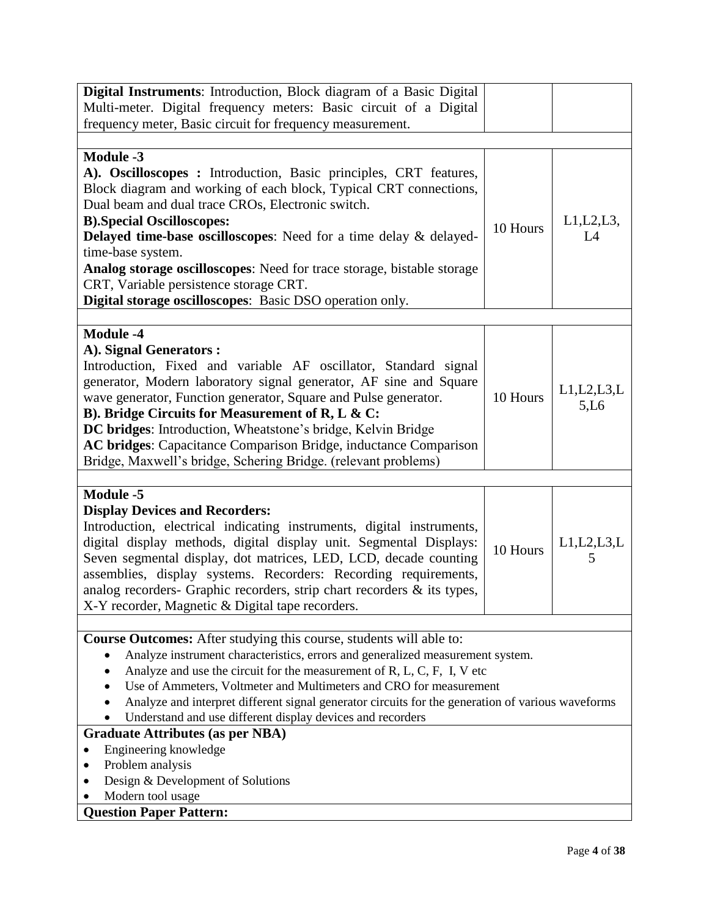| | | |
|---|---|---|
| **Digital Instruments**: Introduction, Block diagram of a Basic Digital Multi-meter. Digital frequency meters: Basic circuit of a Digital frequency meter, Basic circuit for frequency measurement. | | |
| | | |
| **Module -3**<br>**A). Oscilloscopes :** Introduction, Basic principles, CRT features, Block diagram and working of each block, Typical CRT connections, Dual beam and dual trace CROs, Electronic switch.<br>**B).Special Oscilloscopes:**<br>**Delayed time-base oscilloscopes**: Need for a time delay & delayed-time-base system.<br>**Analog storage oscilloscopes**: Need for trace storage, bistable storage CRT, Variable persistence storage CRT.<br>**Digital storage oscilloscopes**: Basic DSO operation only. | 10 Hours | L1,L2,L3, L4 |
| | | |
| **Module -4**<br>**A). Signal Generators :**<br>Introduction, Fixed and variable AF oscillator, Standard signal generator, Modern laboratory signal generator, AF sine and Square wave generator, Function generator, Square and Pulse generator.<br>**B). Bridge Circuits for Measurement of R, L & C:**<br>**DC bridges**: Introduction, Wheatstone's bridge, Kelvin Bridge<br>**AC bridges**: Capacitance Comparison Bridge, inductance Comparison Bridge, Maxwell's bridge, Schering Bridge. (relevant problems) | 10 Hours | L1,L2,L3,L5,L6 |
| | | |
| **Module -5**<br>**Display Devices and Recorders:**<br>Introduction, electrical indicating instruments, digital instruments, digital display methods, digital display unit. Segmental Displays: Seven segmental display, dot matrices, LED, LCD, decade counting assemblies, display systems. Recorders: Recording requirements, analog recorders- Graphic recorders, strip chart recorders & its types, X-Y recorder, Magnetic & Digital tape recorders. | 10 Hours | L1,L2,L3,L5 |

**Course Outcomes:** After studying this course, students will able to:

- Analyze instrument characteristics, errors and generalized measurement system.
- Analyze and use the circuit for the measurement of R, L, C, F, I, V etc
- Use of Ammeters, Voltmeter and Multimeters and CRO for measurement
- Analyze and interpret different signal generator circuits for the generation of various waveforms
- Understand and use different display devices and recorders

**Graduate Attributes (as per NBA)**

- Engineering knowledge
- Problem analysis
- Design & Development of Solutions
- Modern tool usage

**Question Paper Pattern:**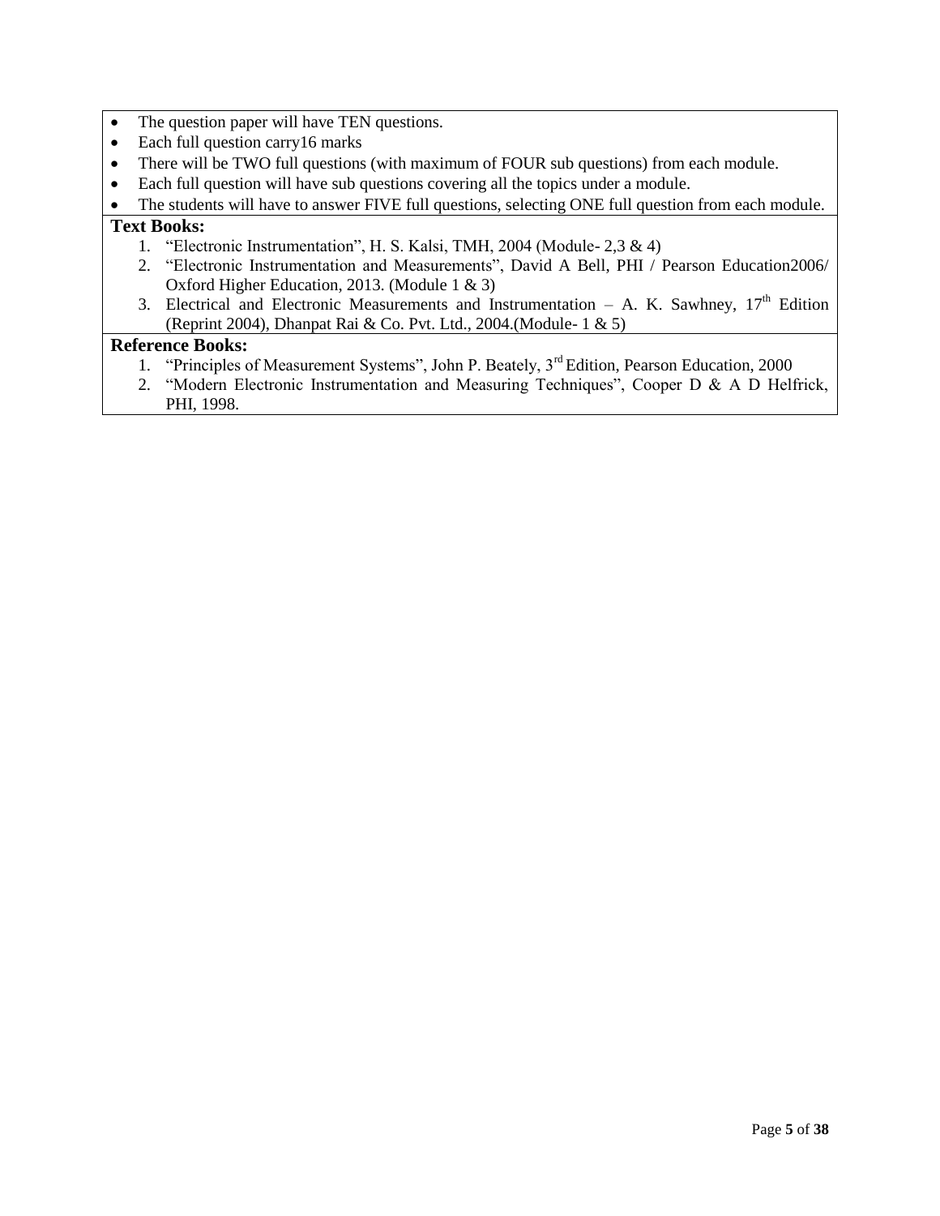- The question paper will have TEN questions.
- Each full question carry16 marks
- There will be TWO full questions (with maximum of FOUR sub questions) from each module.
- Each full question will have sub questions covering all the topics under a module.
- The students will have to answer FIVE full questions, selecting ONE full question from each module.

**Text Books:**

1. "Electronic Instrumentation", H. S. Kalsi, TMH, 2004 (Module- 2,3 & 4)
2. "Electronic Instrumentation and Measurements", David A Bell, PHI / Pearson Education2006/ Oxford Higher Education, 2013. (Module 1 & 3)
3. Electrical and Electronic Measurements and Instrumentation – A. K. Sawhney, 17th Edition (Reprint 2004), Dhanpat Rai & Co. Pvt. Ltd., 2004.(Module- 1 & 5)

**Reference Books:**

1. "Principles of Measurement Systems", John P. Beately, 3rd Edition, Pearson Education, 2000
2. "Modern Electronic Instrumentation and Measuring Techniques", Cooper D & A D Helfrick, PHI, 1998.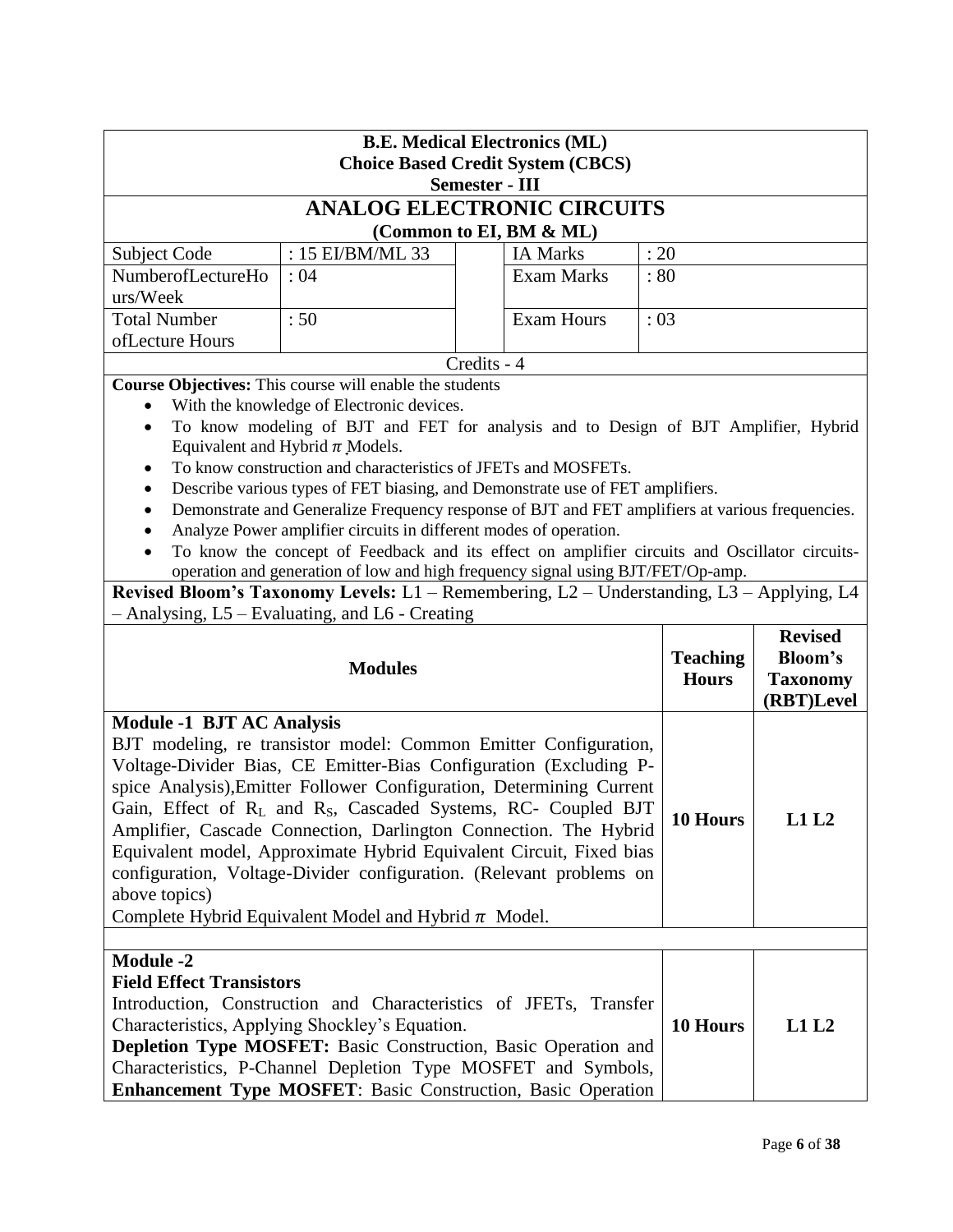**B.E. Medical Electronics (ML)**
**Choice Based Credit System (CBCS)**
**Semester - III**

# ANALOG ELECTRONIC CIRCUITS

**(Common to EI, BM & ML)**

| | | | | |
|---|---|---|---|---|
| Subject Code | : 15 EI/BM/ML 33 | | IA Marks | : 20 |
| NumberofLectureHours/Week | : 04 | | Exam Marks | : 80 |
| Total Number ofLecture Hours | : 50 | | Exam Hours | : 03 |

Credits - 4

**Course Objectives:** This course will enable the students

- With the knowledge of Electronic devices.
- To know modeling of BJT and FET for analysis and to Design of BJT Amplifier, Hybrid Equivalent and Hybrid $\pi$ Models.
- To know construction and characteristics of JFETs and MOSFETs.
- Describe various types of FET biasing, and Demonstrate use of FET amplifiers.
- Demonstrate and Generalize Frequency response of BJT and FET amplifiers at various frequencies.
- Analyze Power amplifier circuits in different modes of operation.
- To know the concept of Feedback and its effect on amplifier circuits and Oscillator circuits-operation and generation of low and high frequency signal using BJT/FET/Op-amp.

**Revised Bloom's Taxonomy Levels:** L1 – Remembering, L2 – Understanding, L3 – Applying, L4 – Analysing, L5 – Evaluating, and L6 - Creating

| Modules | Teaching Hours | Revised Bloom's Taxonomy (RBT)Level |
|---|---|---|
| **Module -1 BJT AC Analysis**<br>BJT modeling, re transistor model: Common Emitter Configuration, Voltage-Divider Bias, CE Emitter-Bias Configuration (Excluding P-spice Analysis),Emitter Follower Configuration, Determining Current Gain, Effect of $R_L$ and $R_S$, Cascaded Systems, RC- Coupled BJT Amplifier, Cascade Connection, Darlington Connection. The Hybrid Equivalent model, Approximate Hybrid Equivalent Circuit, Fixed bias configuration, Voltage-Divider configuration. (Relevant problems on above topics)<br>Complete Hybrid Equivalent Model and Hybrid $\pi$ Model. | **10 Hours** | **L1 L2** |
| | | |
| **Module -2**<br>**Field Effect Transistors**<br>Introduction, Construction and Characteristics of JFETs, Transfer Characteristics, Applying Shockley's Equation.<br>**Depletion Type MOSFET:** Basic Construction, Basic Operation and Characteristics, P-Channel Depletion Type MOSFET and Symbols, **Enhancement Type MOSFET**: Basic Construction, Basic Operation | **10 Hours** | **L1 L2** |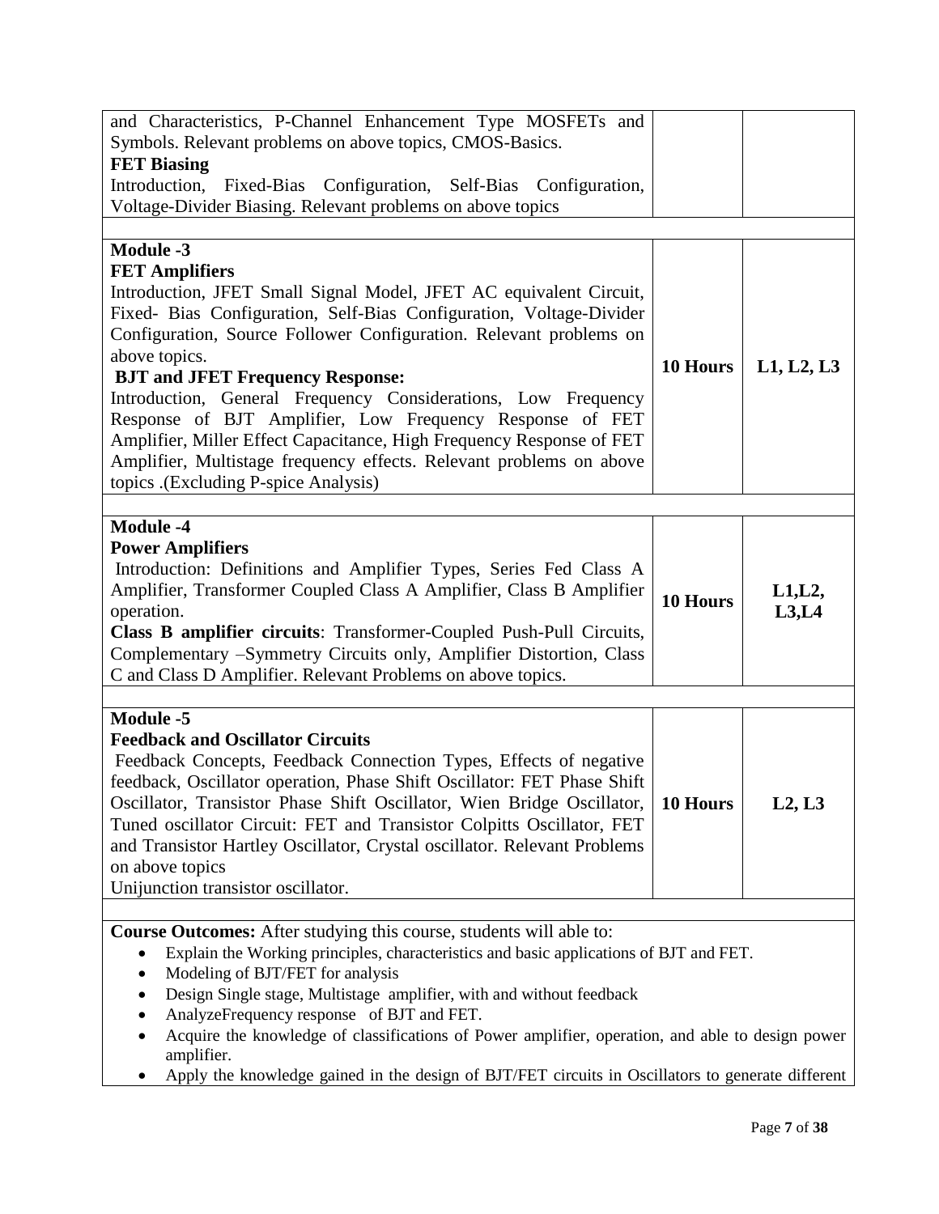| | | |
|---|---|---|
| and Characteristics, P-Channel Enhancement Type MOSFETs and Symbols. Relevant problems on above topics, CMOS-Basics.<br>**FET Biasing**<br>Introduction, Fixed-Bias Configuration, Self-Bias Configuration, Voltage-Divider Biasing. Relevant problems on above topics | | |
| | | |
| **Module -3**<br>**FET Amplifiers**<br>Introduction, JFET Small Signal Model, JFET AC equivalent Circuit, Fixed- Bias Configuration, Self-Bias Configuration, Voltage-Divider Configuration, Source Follower Configuration. Relevant problems on above topics.<br>**BJT and JFET Frequency Response:**<br>Introduction, General Frequency Considerations, Low Frequency Response of BJT Amplifier, Low Frequency Response of FET Amplifier, Miller Effect Capacitance, High Frequency Response of FET Amplifier, Multistage frequency effects. Relevant problems on above topics .(Excluding P-spice Analysis) | **10 Hours** | **L1, L2, L3** |
| | | |
| **Module -4**<br>**Power Amplifiers**<br>Introduction: Definitions and Amplifier Types, Series Fed Class A Amplifier, Transformer Coupled Class A Amplifier, Class B Amplifier operation.<br>**Class B amplifier circuits**: Transformer-Coupled Push-Pull Circuits, Complementary –Symmetry Circuits only, Amplifier Distortion, Class C and Class D Amplifier. Relevant Problems on above topics. | **10 Hours** | **L1,L2, L3,L4** |
| | | |
| **Module -5**<br>**Feedback and Oscillator Circuits**<br>Feedback Concepts, Feedback Connection Types, Effects of negative feedback, Oscillator operation, Phase Shift Oscillator: FET Phase Shift Oscillator, Transistor Phase Shift Oscillator, Wien Bridge Oscillator, Tuned oscillator Circuit: FET and Transistor Colpitts Oscillator, FET and Transistor Hartley Oscillator, Crystal oscillator. Relevant Problems on above topics<br>Unijunction transistor oscillator. | **10 Hours** | **L2, L3** |
| | | |

**Course Outcomes:** After studying this course, students will able to:

- Explain the Working principles, characteristics and basic applications of BJT and FET.
- Modeling of BJT/FET for analysis
- Design Single stage, Multistage amplifier, with and without feedback
- AnalyzeFrequency response of BJT and FET.
- Acquire the knowledge of classifications of Power amplifier, operation, and able to design power amplifier.
- Apply the knowledge gained in the design of BJT/FET circuits in Oscillators to generate different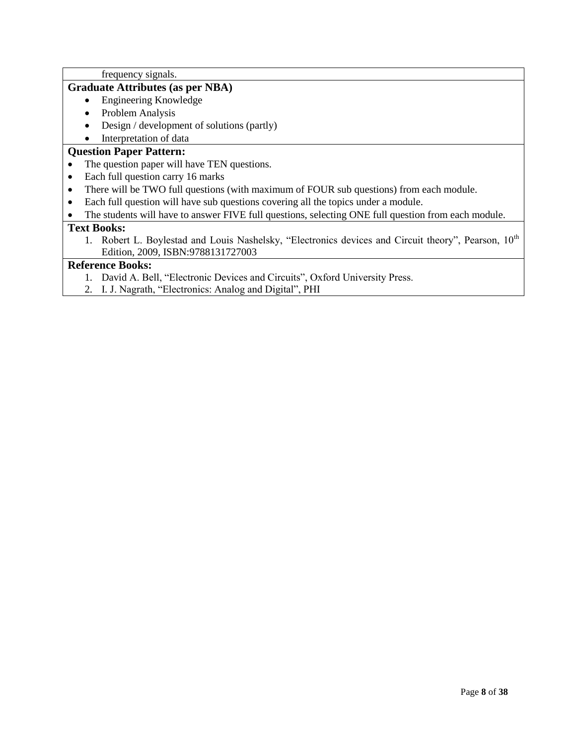frequency signals.

**Graduate Attributes (as per NBA)**

- Engineering Knowledge
- Problem Analysis
- Design / development of solutions (partly)
- Interpretation of data

**Question Paper Pattern:**

- The question paper will have TEN questions.
- Each full question carry 16 marks
- There will be TWO full questions (with maximum of FOUR sub questions) from each module.
- Each full question will have sub questions covering all the topics under a module.
- The students will have to answer FIVE full questions, selecting ONE full question from each module.

**Text Books:**

1. Robert L. Boylestad and Louis Nashelsky, "Electronics devices and Circuit theory", Pearson, 10th Edition, 2009, ISBN:9788131727003

**Reference Books:**

1. David A. Bell, "Electronic Devices and Circuits", Oxford University Press.
2. I. J. Nagrath, "Electronics: Analog and Digital", PHI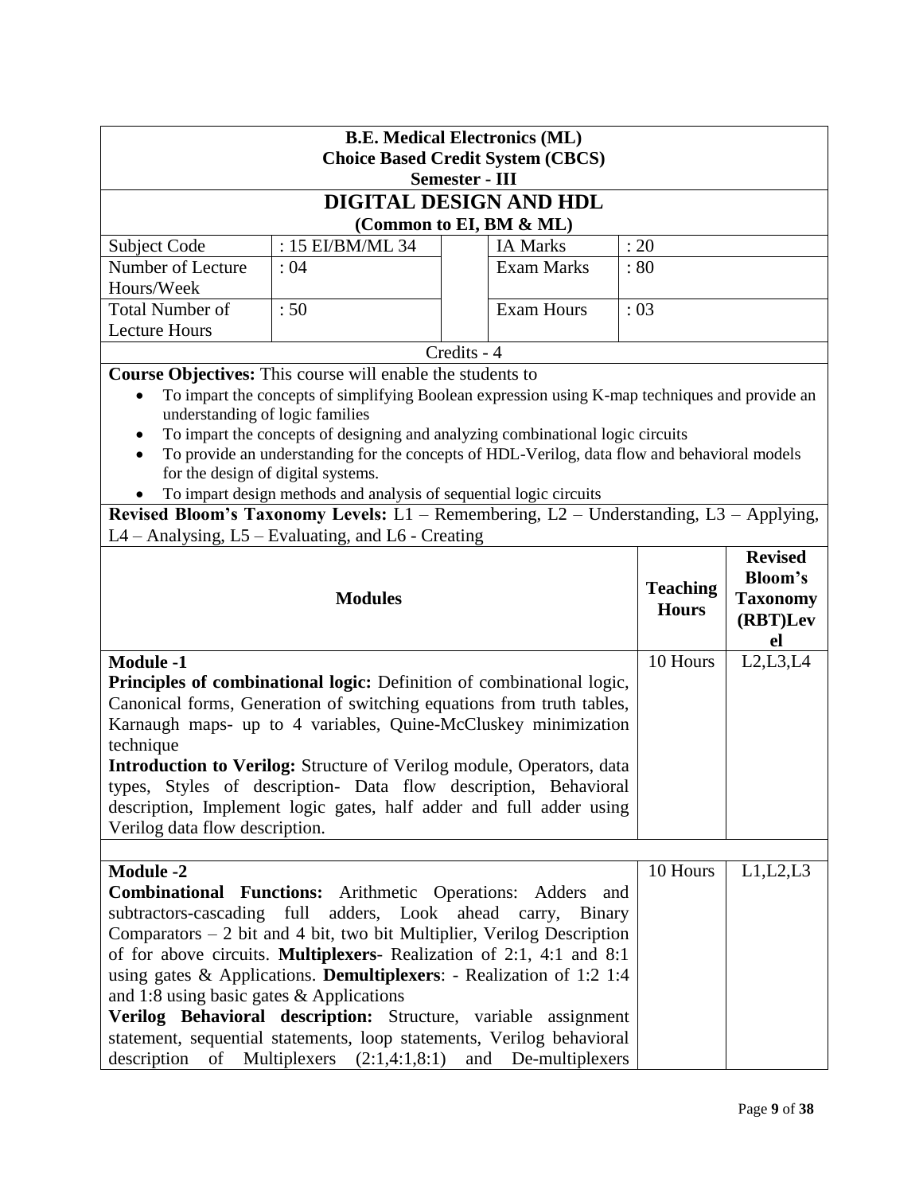**B.E. Medical Electronics (ML)**
**Choice Based Credit System (CBCS)**
**Semester - III**

# DIGITAL DESIGN AND HDL

**(Common to EI, BM & ML)**

| Subject Code | : 15 EI/BM/ML 34 | IA Marks | : 20 |
|---|---|---|---|
| Number of Lecture Hours/Week | : 04 | Exam Marks | : 80 |
| Total Number of Lecture Hours | : 50 | Exam Hours | : 03 |

Credits - 4

**Course Objectives:** This course will enable the students to

- To impart the concepts of simplifying Boolean expression using K-map techniques and provide an understanding of logic families
- To impart the concepts of designing and analyzing combinational logic circuits
- To provide an understanding for the concepts of HDL-Verilog, data flow and behavioral models for the design of digital systems.
- To impart design methods and analysis of sequential logic circuits

**Revised Bloom's Taxonomy Levels:** L1 – Remembering, L2 – Understanding, L3 – Applying, L4 – Analysing, L5 – Evaluating, and L6 - Creating

| **Modules** | **Teaching Hours** | **Revised Bloom's Taxonomy (RBT)Level** |
|---|---|---|
| **Module -1**<br>**Principles of combinational logic:** Definition of combinational logic, Canonical forms, Generation of switching equations from truth tables, Karnaugh maps- up to 4 variables, Quine-McCluskey minimization technique<br>**Introduction to Verilog:** Structure of Verilog module, Operators, data types, Styles of description- Data flow description, Behavioral description, Implement logic gates, half adder and full adder using Verilog data flow description. | 10 Hours | L2,L3,L4 |
| **Module -2**<br>**Combinational Functions:** Arithmetic Operations: Adders and subtractors-cascading full adders, Look ahead carry, Binary Comparators – 2 bit and 4 bit, two bit Multiplier, Verilog Description of for above circuits. **Multiplexers**- Realization of 2:1, 4:1 and 8:1 using gates & Applications. **Demultiplexers**: - Realization of 1:2 1:4 and 1:8 using basic gates & Applications<br>**Verilog Behavioral description:** Structure, variable assignment statement, sequential statements, loop statements, Verilog behavioral description of Multiplexers (2:1,4:1,8:1) and De-multiplexers | 10 Hours | L1,L2,L3 |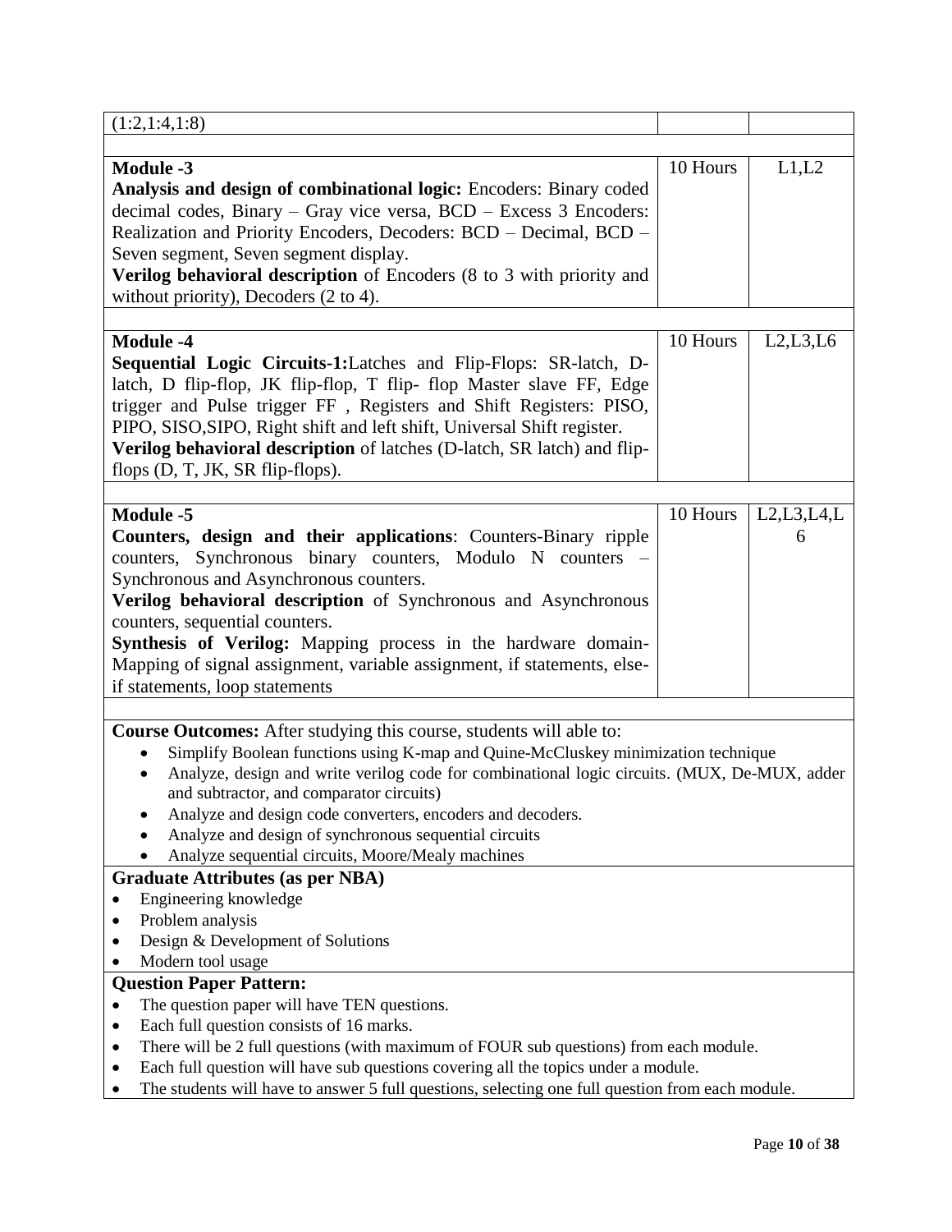| | | |
|---|---|---|
| (1:2,1:4,1:8) | | |
| | | |
| **Module -3**<br>**Analysis and design of combinational logic:** Encoders: Binary coded decimal codes, Binary – Gray vice versa, BCD – Excess 3 Encoders: Realization and Priority Encoders, Decoders: BCD – Decimal, BCD – Seven segment, Seven segment display.<br>**Verilog behavioral description** of Encoders (8 to 3 with priority and without priority), Decoders (2 to 4). | 10 Hours | L1,L2 |
| | | |
| **Module -4**<br>**Sequential Logic Circuits-1:**Latches and Flip-Flops: SR-latch, D-latch, D flip-flop, JK flip-flop, T flip- flop Master slave FF, Edge trigger and Pulse trigger FF , Registers and Shift Registers: PISO, PIPO, SISO,SIPO, Right shift and left shift, Universal Shift register.<br>**Verilog behavioral description** of latches (D-latch, SR latch) and flip-flops (D, T, JK, SR flip-flops). | 10 Hours | L2,L3,L6 |
| | | |
| **Module -5**<br>**Counters, design and their applications**: Counters-Binary ripple counters, Synchronous binary counters, Modulo N counters – Synchronous and Asynchronous counters.<br>**Verilog behavioral description** of Synchronous and Asynchronous counters, sequential counters.<br>**Synthesis of Verilog:** Mapping process in the hardware domain-Mapping of signal assignment, variable assignment, if statements, else-if statements, loop statements | 10 Hours | L2,L3,L4,L6 |

**Course Outcomes:** After studying this course, students will able to:

- Simplify Boolean functions using K-map and Quine-McCluskey minimization technique
- Analyze, design and write verilog code for combinational logic circuits. (MUX, De-MUX, adder and subtractor, and comparator circuits)
- Analyze and design code converters, encoders and decoders.
- Analyze and design of synchronous sequential circuits
- Analyze sequential circuits, Moore/Mealy machines

**Graduate Attributes (as per NBA)**

- Engineering knowledge
- Problem analysis
- Design & Development of Solutions
- Modern tool usage

**Question Paper Pattern:**

- The question paper will have TEN questions.
- Each full question consists of 16 marks.
- There will be 2 full questions (with maximum of FOUR sub questions) from each module.
- Each full question will have sub questions covering all the topics under a module.
- The students will have to answer 5 full questions, selecting one full question from each module.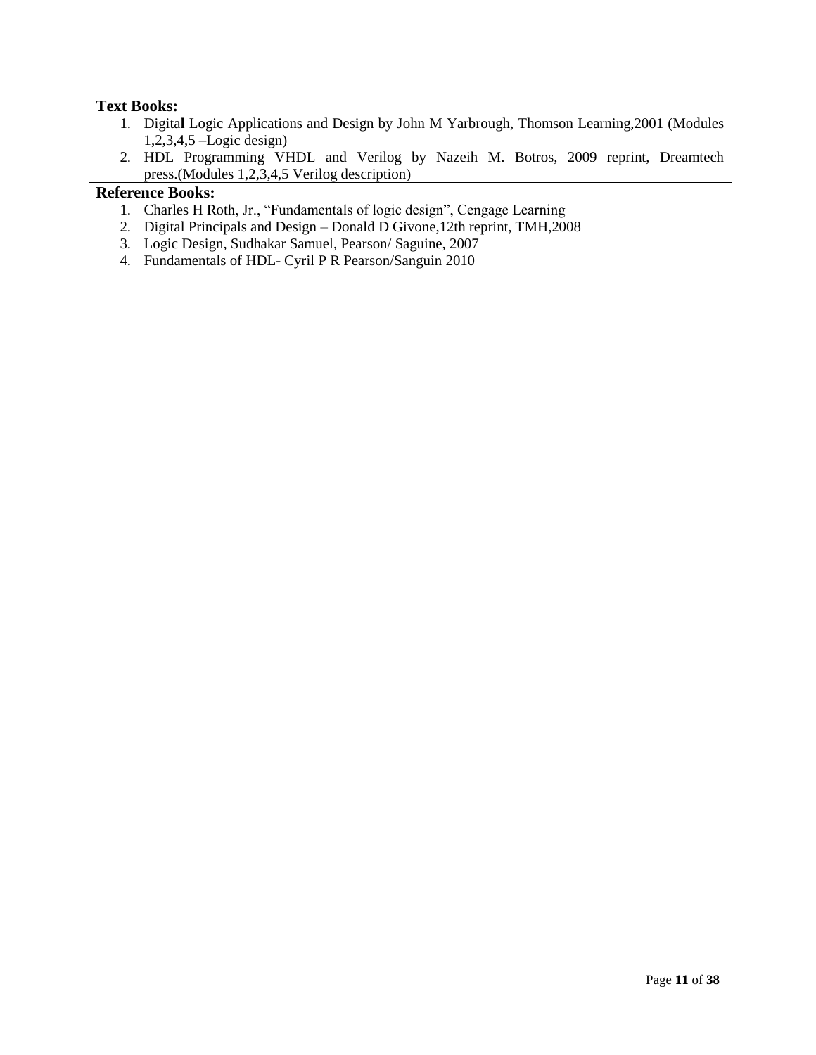**Text Books:**

1. Digital Logic Applications and Design by John M Yarbrough, Thomson Learning,2001 (Modules 1,2,3,4,5 –Logic design)
2. HDL Programming VHDL and Verilog by Nazeih M. Botros, 2009 reprint, Dreamtech press.(Modules 1,2,3,4,5 Verilog description)

**Reference Books:**

1. Charles H Roth, Jr., "Fundamentals of logic design", Cengage Learning
2. Digital Principals and Design – Donald D Givone,12th reprint, TMH,2008
3. Logic Design, Sudhakar Samuel, Pearson/ Saguine, 2007
4. Fundamentals of HDL- Cyril P R Pearson/Sanguin 2010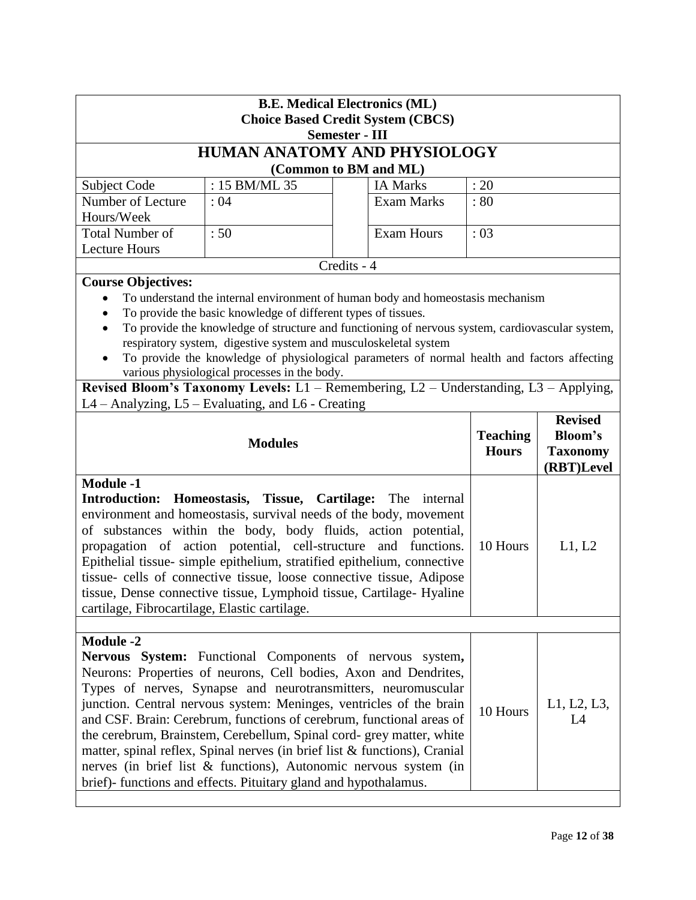**B.E. Medical Electronics (ML)**
**Choice Based Credit System (CBCS)**
**Semester - III**

# HUMAN ANATOMY AND PHYSIOLOGY

**(Common to BM and ML)**

| Subject Code | : 15 BM/ML 35 | IA Marks | : 20 |
|---|---|---|---|
| Number of Lecture Hours/Week | : 04 | Exam Marks | : 80 |
| Total Number of Lecture Hours | : 50 | Exam Hours | : 03 |

Credits - 4

**Course Objectives:**

- To understand the internal environment of human body and homeostasis mechanism
- To provide the basic knowledge of different types of tissues.
- To provide the knowledge of structure and functioning of nervous system, cardiovascular system, respiratory system, digestive system and musculoskeletal system
- To provide the knowledge of physiological parameters of normal health and factors affecting various physiological processes in the body.

**Revised Bloom's Taxonomy Levels:** L1 – Remembering, L2 – Understanding, L3 – Applying, L4 – Analyzing, L5 – Evaluating, and L6 - Creating

| Modules | Teaching Hours | Revised Bloom's Taxonomy (RBT)Level |
|---|---|---|
| **Module -1**<br>**Introduction: Homeostasis, Tissue, Cartilage:** The internal environment and homeostasis, survival needs of the body, movement of substances within the body, body fluids, action potential, propagation of action potential, cell-structure and functions. Epithelial tissue- simple epithelium, stratified epithelium, connective tissue- cells of connective tissue, loose connective tissue, Adipose tissue, Dense connective tissue, Lymphoid tissue, Cartilage- Hyaline cartilage, Fibrocartilage, Elastic cartilage. | 10 Hours | L1, L2 |
| **Module -2**<br>**Nervous System:** Functional Components of nervous system**,** Neurons: Properties of neurons, Cell bodies, Axon and Dendrites, Types of nerves, Synapse and neurotransmitters, neuromuscular junction. Central nervous system: Meninges, ventricles of the brain and CSF. Brain: Cerebrum, functions of cerebrum, functional areas of the cerebrum, Brainstem, Cerebellum, Spinal cord- grey matter, white matter, spinal reflex, Spinal nerves (in brief list & functions), Cranial nerves (in brief list & functions), Autonomic nervous system (in brief)- functions and effects. Pituitary gland and hypothalamus. | 10 Hours | L1, L2, L3, L4 |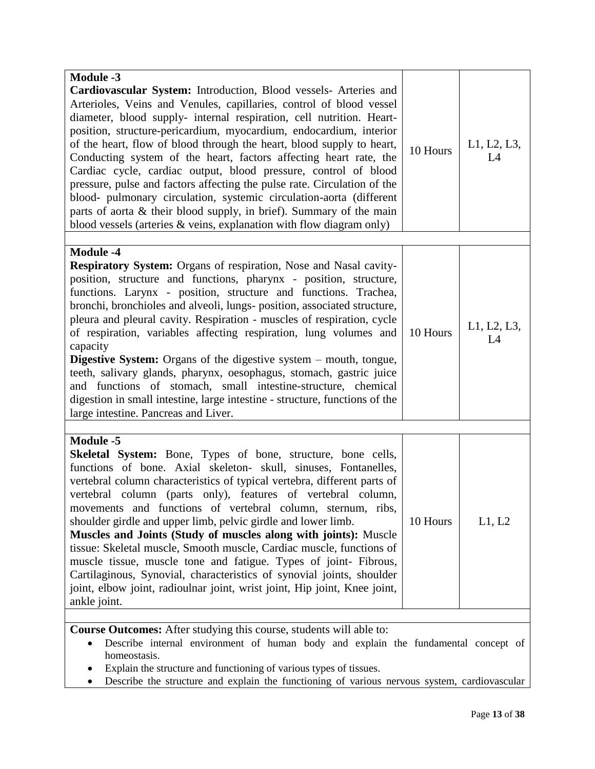| | | |
|---|---|---|
| **Module -3**<br>**Cardiovascular System:** Introduction, Blood vessels- Arteries and Arterioles, Veins and Venules, capillaries, control of blood vessel diameter, blood supply- internal respiration, cell nutrition. Heart- position, structure-pericardium, myocardium, endocardium, interior of the heart, flow of blood through the heart, blood supply to heart, Conducting system of the heart, factors affecting heart rate, the Cardiac cycle, cardiac output, blood pressure, control of blood pressure, pulse and factors affecting the pulse rate. Circulation of the blood- pulmonary circulation, systemic circulation-aorta (different parts of aorta & their blood supply, in brief). Summary of the main blood vessels (arteries & veins, explanation with flow diagram only) | 10 Hours | L1, L2, L3, L4 |
| | | |
| **Module -4**<br>**Respiratory System:** Organs of respiration, Nose and Nasal cavity- position, structure and functions, pharynx - position, structure, functions. Larynx - position, structure and functions. Trachea, bronchi, bronchioles and alveoli, lungs- position, associated structure, pleura and pleural cavity. Respiration - muscles of respiration, cycle of respiration, variables affecting respiration, lung volumes and capacity<br>**Digestive System:** Organs of the digestive system – mouth, tongue, teeth, salivary glands, pharynx, oesophagus, stomach, gastric juice and functions of stomach, small intestine-structure, chemical digestion in small intestine, large intestine - structure, functions of the large intestine. Pancreas and Liver. | 10 Hours | L1, L2, L3, L4 |
| | | |
| **Module -5**<br>**Skeletal System:** Bone, Types of bone, structure, bone cells, functions of bone. Axial skeleton- skull, sinuses, Fontanelles, vertebral column characteristics of typical vertebra, different parts of vertebral column (parts only), features of vertebral column, movements and functions of vertebral column, sternum, ribs, shoulder girdle and upper limb, pelvic girdle and lower limb.<br>**Muscles and Joints (Study of muscles along with joints):** Muscle tissue: Skeletal muscle, Smooth muscle, Cardiac muscle, functions of muscle tissue, muscle tone and fatigue. Types of joint- Fibrous, Cartilaginous, Synovial, characteristics of synovial joints, shoulder joint, elbow joint, radioulnar joint, wrist joint, Hip joint, Knee joint, ankle joint. | 10 Hours | L1, L2 |

**Course Outcomes:** After studying this course, students will able to:

- Describe internal environment of human body and explain the fundamental concept of homeostasis.
- Explain the structure and functioning of various types of tissues.
- Describe the structure and explain the functioning of various nervous system, cardiovascular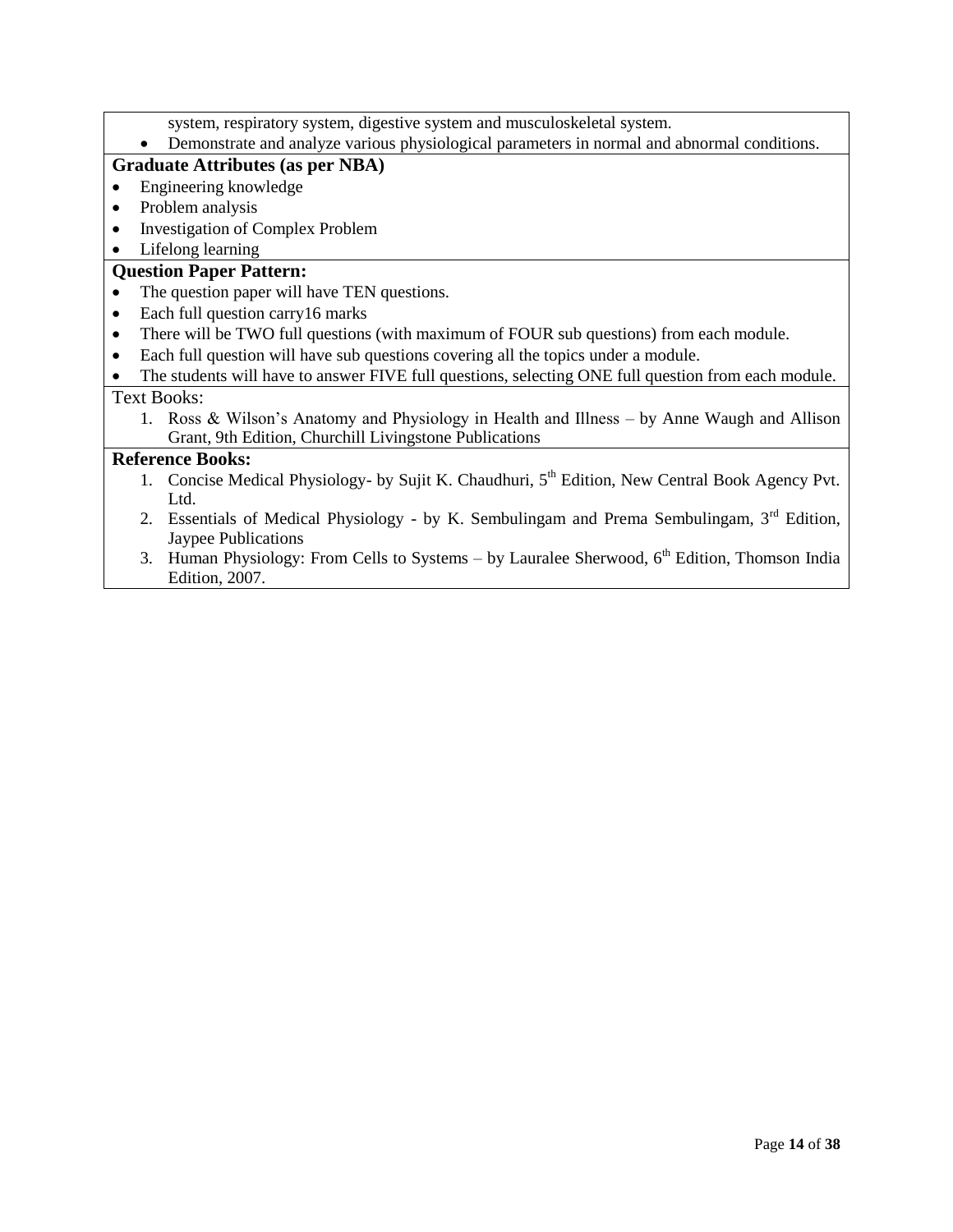system, respiratory system, digestive system and musculoskeletal system.

- Demonstrate and analyze various physiological parameters in normal and abnormal conditions.

**Graduate Attributes (as per NBA)**

- Engineering knowledge
- Problem analysis
- Investigation of Complex Problem
- Lifelong learning

**Question Paper Pattern:**

- The question paper will have TEN questions.
- Each full question carry16 marks
- There will be TWO full questions (with maximum of FOUR sub questions) from each module.
- Each full question will have sub questions covering all the topics under a module.
- The students will have to answer FIVE full questions, selecting ONE full question from each module.

Text Books:

1. Ross & Wilson's Anatomy and Physiology in Health and Illness – by Anne Waugh and Allison Grant, 9th Edition, Churchill Livingstone Publications

**Reference Books:**

1. Concise Medical Physiology- by Sujit K. Chaudhuri, 5th Edition, New Central Book Agency Pvt. Ltd.
2. Essentials of Medical Physiology - by K. Sembulingam and Prema Sembulingam, 3rd Edition, Jaypee Publications
3. Human Physiology: From Cells to Systems – by Lauralee Sherwood, 6th Edition, Thomson India Edition, 2007.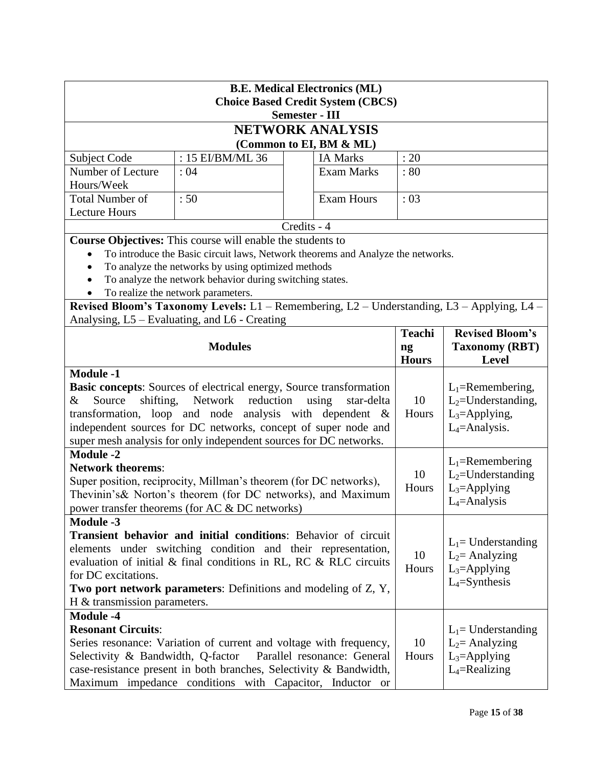**B.E. Medical Electronics (ML)**
**Choice Based Credit System (CBCS)**
**Semester - III**

# NETWORK ANALYSIS

**(Common to EI, BM & ML)**

| Subject Code | : 15 EI/BM/ML 36 | IA Marks | : 20 |
|---|---|---|---|
| Number of Lecture Hours/Week | : 04 | Exam Marks | : 80 |
| Total Number of Lecture Hours | : 50 | Exam Hours | : 03 |

Credits - 4

**Course Objectives:** This course will enable the students to

- To introduce the Basic circuit laws, Network theorems and Analyze the networks.
- To analyze the networks by using optimized methods
- To analyze the network behavior during switching states.
- To realize the network parameters.

**Revised Bloom's Taxonomy Levels:** L1 – Remembering, L2 – Understanding, L3 – Applying, L4 – Analysing, L5 – Evaluating, and L6 - Creating

| Modules | Teaching Hours | Revised Bloom's Taxonomy (RBT) Level |
|---|---|---|
| **Module -1**<br>**Basic concepts**: Sources of electrical energy, Source transformation & Source shifting, Network reduction using star-delta transformation, loop and node analysis with dependent & independent sources for DC networks, concept of super node and super mesh analysis for only independent sources for DC networks. | 10 Hours | $L_1$=Remembering, $L_2$=Understanding, $L_3$=Applying, $L_4$=Analysis. |
| **Module -2**<br>**Network theorems**:<br>Super position, reciprocity, Millman's theorem (for DC networks), Thevinin's& Norton's theorem (for DC networks), and Maximum power transfer theorems (for AC & DC networks) | 10 Hours | $L_1$=Remembering $L_2$=Understanding $L_3$=Applying $L_4$=Analysis |
| **Module -3**<br>**Transient behavior and initial conditions**: Behavior of circuit elements under switching condition and their representation, evaluation of initial & final conditions in RL, RC & RLC circuits for DC excitations.<br>**Two port network parameters**: Definitions and modeling of Z, Y, H & transmission parameters. | 10 Hours | $L_1$= Understanding $L_2$= Analyzing $L_3$=Applying $L_4$=Synthesis |
| **Module -4**<br>**Resonant Circuits**:<br>Series resonance: Variation of current and voltage with frequency, Selectivity & Bandwidth, Q-factor Parallel resonance: General case-resistance present in both branches, Selectivity & Bandwidth, Maximum impedance conditions with Capacitor, Inductor or | 10 Hours | $L_1$= Understanding $L_2$= Analyzing $L_3$=Applying $L_4$=Realizing |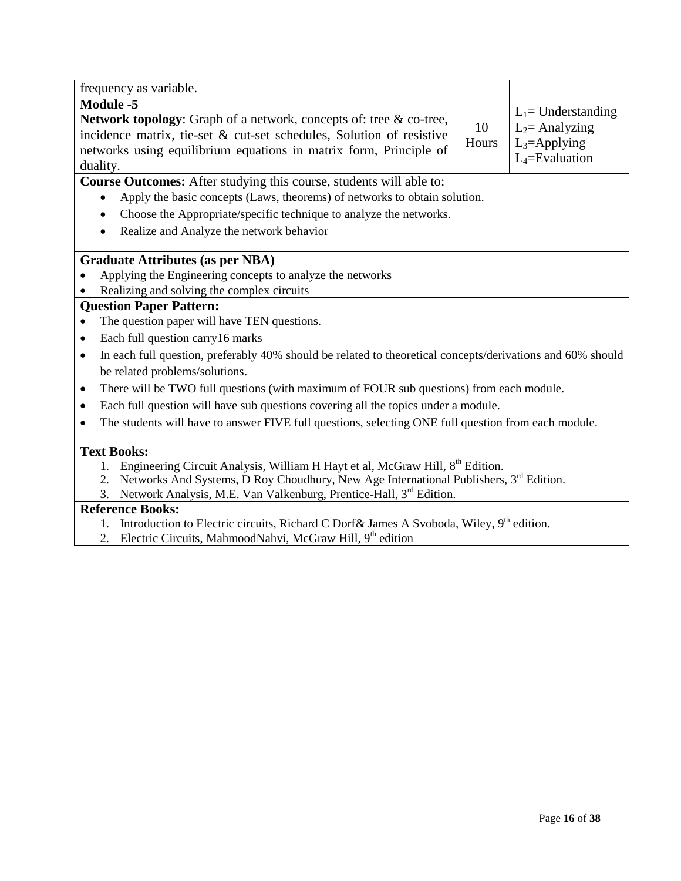| | | |
|---|---|---|
| frequency as variable. | | |
| **Module -5**<br>**Network topology**: Graph of a network, concepts of: tree & co-tree, incidence matrix, tie-set & cut-set schedules, Solution of resistive networks using equilibrium equations in matrix form, Principle of duality. | 10 Hours | $L_1$= Understanding<br>$L_2$= Analyzing<br>$L_3$=Applying<br>$L_4$=Evaluation |

**Course Outcomes:** After studying this course, students will able to:

- Apply the basic concepts (Laws, theorems) of networks to obtain solution.
- Choose the Appropriate/specific technique to analyze the networks.
- Realize and Analyze the network behavior

**Graduate Attributes (as per NBA)**

- Applying the Engineering concepts to analyze the networks
- Realizing and solving the complex circuits

**Question Paper Pattern:**

- The question paper will have TEN questions.
- Each full question carry16 marks
- In each full question, preferably 40% should be related to theoretical concepts/derivations and 60% should be related problems/solutions.
- There will be TWO full questions (with maximum of FOUR sub questions) from each module.
- Each full question will have sub questions covering all the topics under a module.
- The students will have to answer FIVE full questions, selecting ONE full question from each module.

**Text Books:**

1. Engineering Circuit Analysis, William H Hayt et al, McGraw Hill, 8th Edition.
2. Networks And Systems, D Roy Choudhury, New Age International Publishers, 3rd Edition.
3. Network Analysis, M.E. Van Valkenburg, Prentice-Hall, 3rd Edition.

**Reference Books:**

1. Introduction to Electric circuits, Richard C Dorf& James A Svoboda, Wiley, 9th edition.
2. Electric Circuits, MahmoodNahvi, McGraw Hill, 9th edition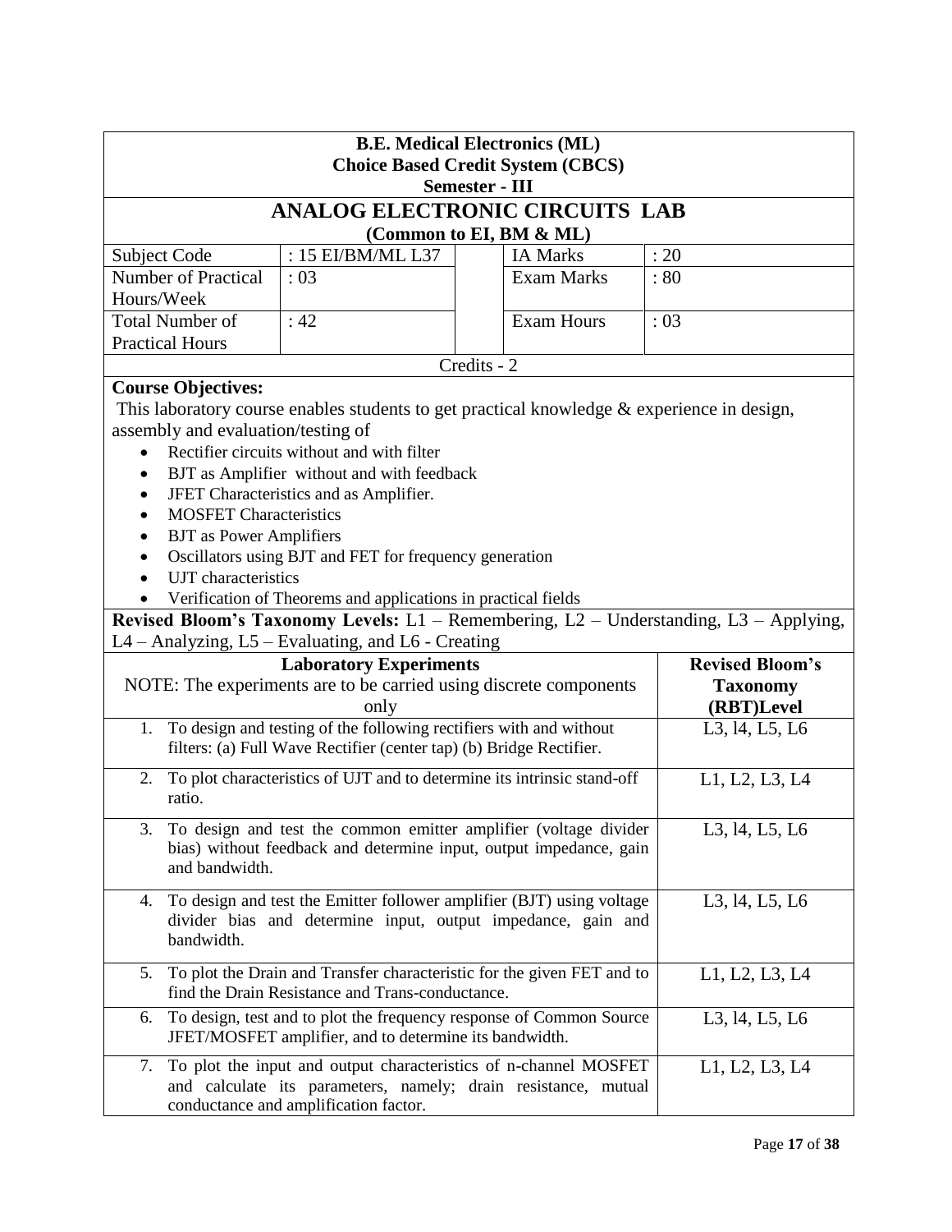**B.E. Medical Electronics (ML)**
**Choice Based Credit System (CBCS)**
**Semester - III**

# ANALOG ELECTRONIC CIRCUITS LAB

**(Common to EI, BM & ML)**

| Subject Code | : 15 EI/BM/ML L37 | | IA Marks | : 20 |
|---|---|---|---|---|
| Number of Practical Hours/Week | : 03 | | Exam Marks | : 80 |
| Total Number of Practical Hours | : 42 | | Exam Hours | : 03 |

Credits - 2

**Course Objectives:**

This laboratory course enables students to get practical knowledge & experience in design, assembly and evaluation/testing of

- Rectifier circuits without and with filter
- BJT as Amplifier without and with feedback
- JFET Characteristics and as Amplifier.
- MOSFET Characteristics
- BJT as Power Amplifiers
- Oscillators using BJT and FET for frequency generation
- UJT characteristics
- Verification of Theorems and applications in practical fields

**Revised Bloom's Taxonomy Levels:** L1 – Remembering, L2 – Understanding, L3 – Applying, L4 – Analyzing, L5 – Evaluating, and L6 - Creating

| **Laboratory Experiments** NOTE: The experiments are to be carried using discrete components only | **Revised Bloom's Taxonomy (RBT)Level** |
|---|---|
| 1. To design and testing of the following rectifiers with and without filters: (a) Full Wave Rectifier (center tap) (b) Bridge Rectifier. | L3, l4, L5, L6 |
| 2. To plot characteristics of UJT and to determine its intrinsic stand-off ratio. | L1, L2, L3, L4 |
| 3. To design and test the common emitter amplifier (voltage divider bias) without feedback and determine input, output impedance, gain and bandwidth. | L3, l4, L5, L6 |
| 4. To design and test the Emitter follower amplifier (BJT) using voltage divider bias and determine input, output impedance, gain and bandwidth. | L3, l4, L5, L6 |
| 5. To plot the Drain and Transfer characteristic for the given FET and to find the Drain Resistance and Trans-conductance. | L1, L2, L3, L4 |
| 6. To design, test and to plot the frequency response of Common Source JFET/MOSFET amplifier, and to determine its bandwidth. | L3, l4, L5, L6 |
| 7. To plot the input and output characteristics of n-channel MOSFET and calculate its parameters, namely; drain resistance, mutual conductance and amplification factor. | L1, L2, L3, L4 |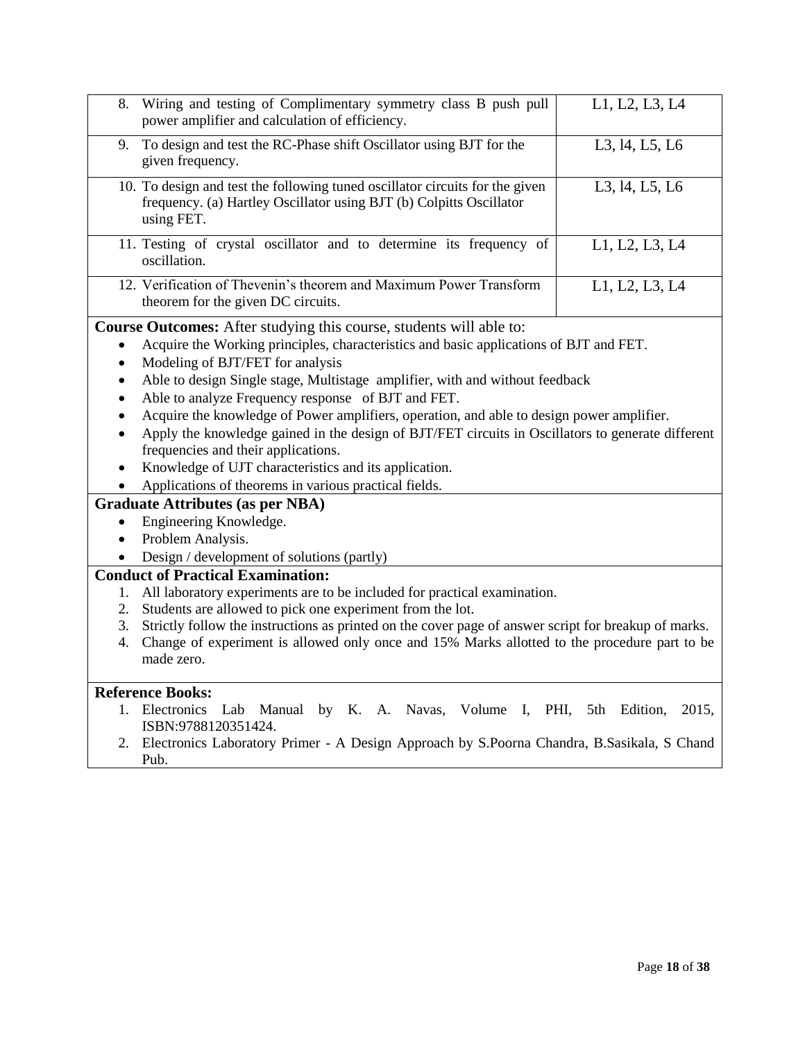| | |
|---|---|
| 8. Wiring and testing of Complimentary symmetry class B push pull power amplifier and calculation of efficiency. | L1, L2, L3, L4 |
| 9. To design and test the RC-Phase shift Oscillator using BJT for the given frequency. | L3, l4, L5, L6 |
| 10. To design and test the following tuned oscillator circuits for the given frequency. (a) Hartley Oscillator using BJT (b) Colpitts Oscillator using FET. | L3, l4, L5, L6 |
| 11. Testing of crystal oscillator and to determine its frequency of oscillation. | L1, L2, L3, L4 |
| 12. Verification of Thevenin's theorem and Maximum Power Transform theorem for the given DC circuits. | L1, L2, L3, L4 |

**Course Outcomes:** After studying this course, students will able to:

- Acquire the Working principles, characteristics and basic applications of BJT and FET.
- Modeling of BJT/FET for analysis
- Able to design Single stage, Multistage amplifier, with and without feedback
- Able to analyze Frequency response of BJT and FET.
- Acquire the knowledge of Power amplifiers, operation, and able to design power amplifier.
- Apply the knowledge gained in the design of BJT/FET circuits in Oscillators to generate different frequencies and their applications.
- Knowledge of UJT characteristics and its application.
- Applications of theorems in various practical fields.

**Graduate Attributes (as per NBA)**

- Engineering Knowledge.
- Problem Analysis.
- Design / development of solutions (partly)

**Conduct of Practical Examination:**

1. All laboratory experiments are to be included for practical examination.
2. Students are allowed to pick one experiment from the lot.
3. Strictly follow the instructions as printed on the cover page of answer script for breakup of marks.
4. Change of experiment is allowed only once and 15% Marks allotted to the procedure part to be made zero.

**Reference Books:**

1. Electronics Lab Manual by K. A. Navas, Volume I, PHI, 5th Edition, 2015, ISBN:9788120351424.
2. Electronics Laboratory Primer - A Design Approach by S.Poorna Chandra, B.Sasikala, S Chand Pub.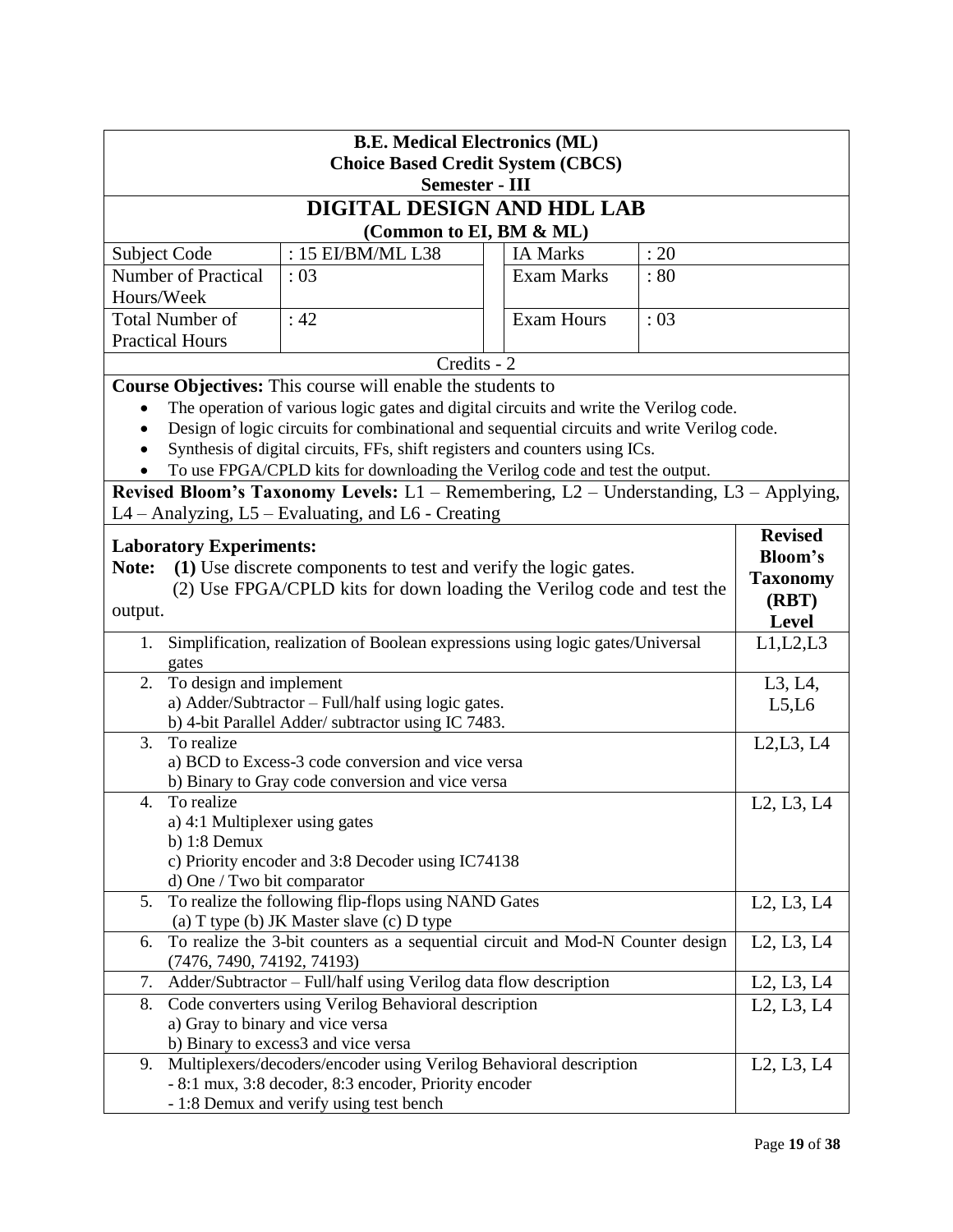**B.E. Medical Electronics (ML)**
**Choice Based Credit System (CBCS)**
**Semester - III**

# DIGITAL DESIGN AND HDL LAB

**(Common to EI, BM & ML)**

| Subject Code | : 15 EI/BM/ML L38 | IA Marks | : 20 |
|---|---|---|---|
| Number of Practical Hours/Week | : 03 | Exam Marks | : 80 |
| Total Number of Practical Hours | : 42 | Exam Hours | : 03 |

Credits - 2

**Course Objectives:** This course will enable the students to

- The operation of various logic gates and digital circuits and write the Verilog code.
- Design of logic circuits for combinational and sequential circuits and write Verilog code.
- Synthesis of digital circuits, FFs, shift registers and counters using ICs.
- To use FPGA/CPLD kits for downloading the Verilog code and test the output.

**Revised Bloom's Taxonomy Levels:** L1 – Remembering, L2 – Understanding, L3 – Applying, L4 – Analyzing, L5 – Evaluating, and L6 - Creating

| **Laboratory Experiments:** <br> **Note:** **(1)** Use discrete components to test and verify the logic gates. (2) Use FPGA/CPLD kits for down loading the Verilog code and test the output. | **Revised Bloom's Taxonomy (RBT) Level** |
|---|---|
| 1. Simplification, realization of Boolean expressions using logic gates/Universal gates | L1,L2,L3 |
| 2. To design and implement <br> a) Adder/Subtractor – Full/half using logic gates. <br> b) 4-bit Parallel Adder/ subtractor using IC 7483. | L3, L4, L5,L6 |
| 3. To realize <br> a) BCD to Excess-3 code conversion and vice versa <br> b) Binary to Gray code conversion and vice versa | L2,L3, L4 |
| 4. To realize <br> a) 4:1 Multiplexer using gates <br> b) 1:8 Demux <br> c) Priority encoder and 3:8 Decoder using IC74138 <br> d) One / Two bit comparator | L2, L3, L4 |
| 5. To realize the following flip-flops using NAND Gates <br> (a) T type (b) JK Master slave (c) D type | L2, L3, L4 |
| 6. To realize the 3-bit counters as a sequential circuit and Mod-N Counter design (7476, 7490, 74192, 74193) | L2, L3, L4 |
| 7. Adder/Subtractor – Full/half using Verilog data flow description | L2, L3, L4 |
| 8. Code converters using Verilog Behavioral description <br> a) Gray to binary and vice versa <br> b) Binary to excess3 and vice versa | L2, L3, L4 |
| 9. Multiplexers/decoders/encoder using Verilog Behavioral description <br> - 8:1 mux, 3:8 decoder, 8:3 encoder, Priority encoder <br> - 1:8 Demux and verify using test bench | L2, L3, L4 |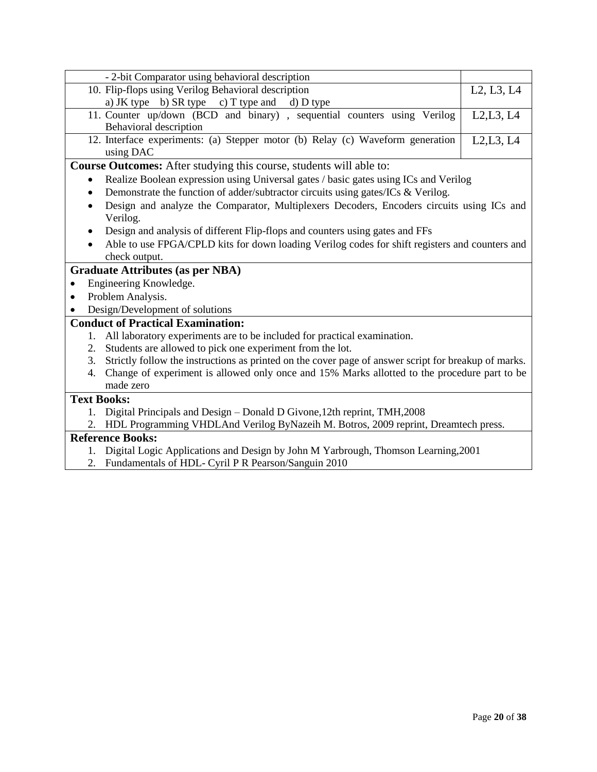| | |
|---|---|
| - 2-bit Comparator using behavioral description | |
| 10. Flip-flops using Verilog Behavioral description<br>a) JK type b) SR type c) T type and d) D type | L2, L3, L4 |
| 11. Counter up/down (BCD and binary) , sequential counters using Verilog Behavioral description | L2,L3, L4 |
| 12. Interface experiments: (a) Stepper motor (b) Relay (c) Waveform generation using DAC | L2,L3, L4 |

**Course Outcomes:** After studying this course, students will able to:

- Realize Boolean expression using Universal gates / basic gates using ICs and Verilog
- Demonstrate the function of adder/subtractor circuits using gates/ICs & Verilog.
- Design and analyze the Comparator, Multiplexers Decoders, Encoders circuits using ICs and Verilog.
- Design and analysis of different Flip-flops and counters using gates and FFs
- Able to use FPGA/CPLD kits for down loading Verilog codes for shift registers and counters and check output.

**Graduate Attributes (as per NBA)**

- Engineering Knowledge.
- Problem Analysis.
- Design/Development of solutions

**Conduct of Practical Examination:**

1. All laboratory experiments are to be included for practical examination.
2. Students are allowed to pick one experiment from the lot.
3. Strictly follow the instructions as printed on the cover page of answer script for breakup of marks.
4. Change of experiment is allowed only once and 15% Marks allotted to the procedure part to be made zero

**Text Books:**

1. Digital Principals and Design – Donald D Givone,12th reprint, TMH,2008
2. HDL Programming VHDLAnd Verilog ByNazeih M. Botros, 2009 reprint, Dreamtech press.

**Reference Books:**

1. Digital Logic Applications and Design by John M Yarbrough, Thomson Learning,2001
2. Fundamentals of HDL- Cyril P R Pearson/Sanguin 2010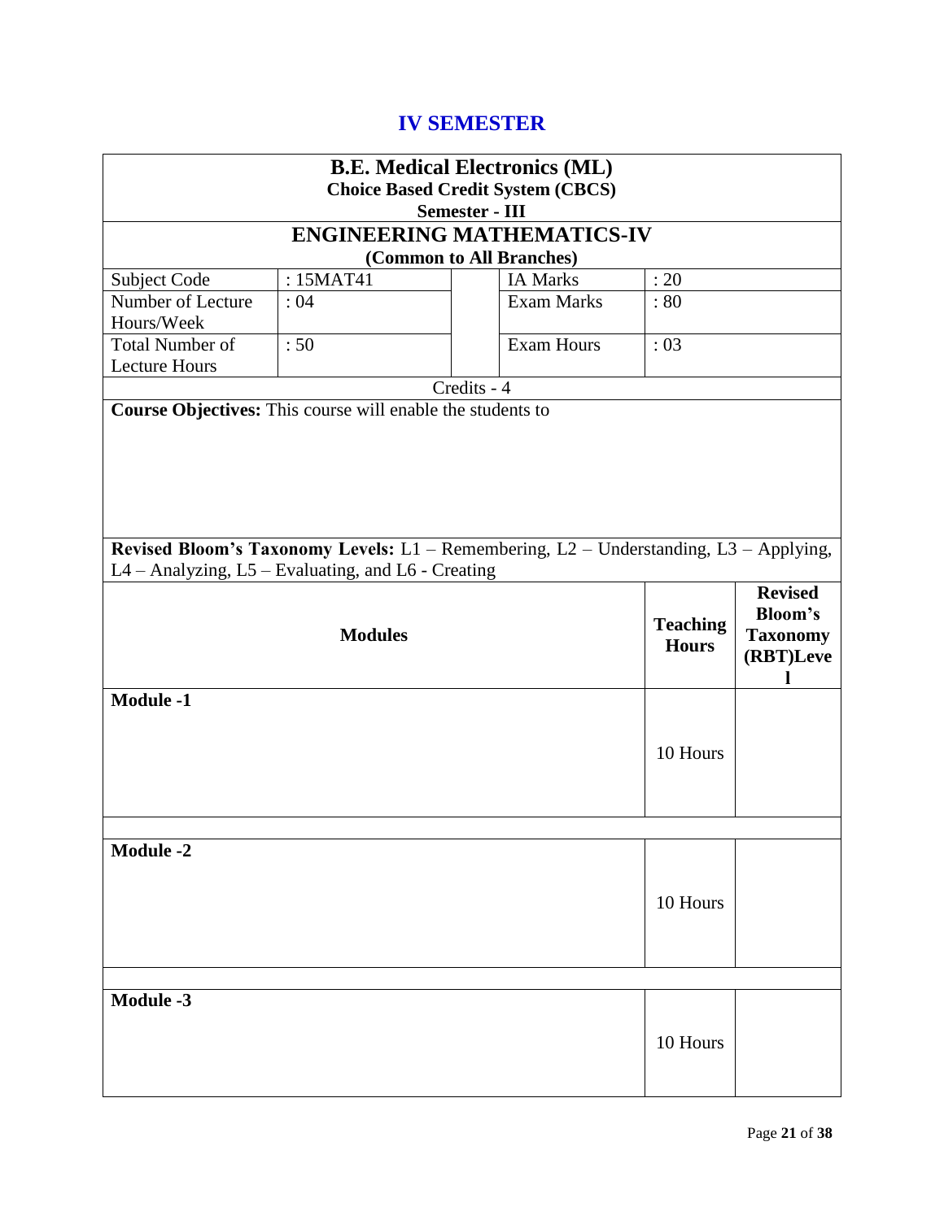## IV SEMESTER

| **B.E. Medical Electronics (ML)** <br> **Choice Based Credit System (CBCS)** <br> **Semester - III** | | | | |
|---|---|---|---|---|
| **ENGINEERING MATHEMATICS-IV** <br> **(Common to All Branches)** | | | | |
| Subject Code | : 15MAT41 | | IA Marks | : 20 |
| Number of Lecture Hours/Week | : 04 | | Exam Marks | : 80 |
| Total Number of Lecture Hours | : 50 | | Exam Hours | : 03 |
| Credits - 4 | | | | |

**Course Objectives:** This course will enable the students to

**Revised Bloom's Taxonomy Levels:** L1 – Remembering, L2 – Understanding, L3 – Applying, L4 – Analyzing, L5 – Evaluating, and L6 - Creating

| **Modules** | **Teaching Hours** | **Revised Bloom's Taxonomy (RBT)Level** |
|---|---|---|
| **Module -1** | 10 Hours | |
| | | |
| **Module -2** | 10 Hours | |
| | | |
| **Module -3** | 10 Hours | |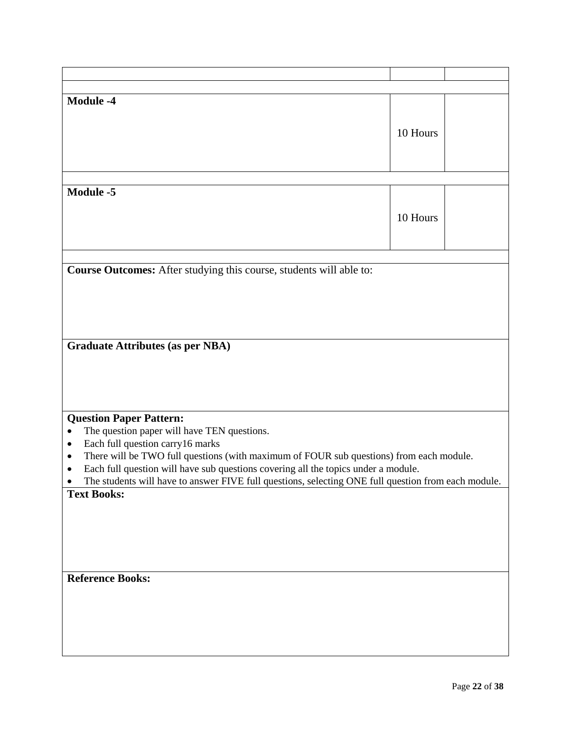| | | |
|---|---|---|
| | | |
| **Module -4** | 10 Hours | |
| | | |
| **Module -5** | 10 Hours | |
| | | |

**Course Outcomes:** After studying this course, students will able to:

**Graduate Attributes (as per NBA)**

**Question Paper Pattern:**

- The question paper will have TEN questions.
- Each full question carry16 marks
- There will be TWO full questions (with maximum of FOUR sub questions) from each module.
- Each full question will have sub questions covering all the topics under a module.
- The students will have to answer FIVE full questions, selecting ONE full question from each module.

**Text Books:**

**Reference Books:**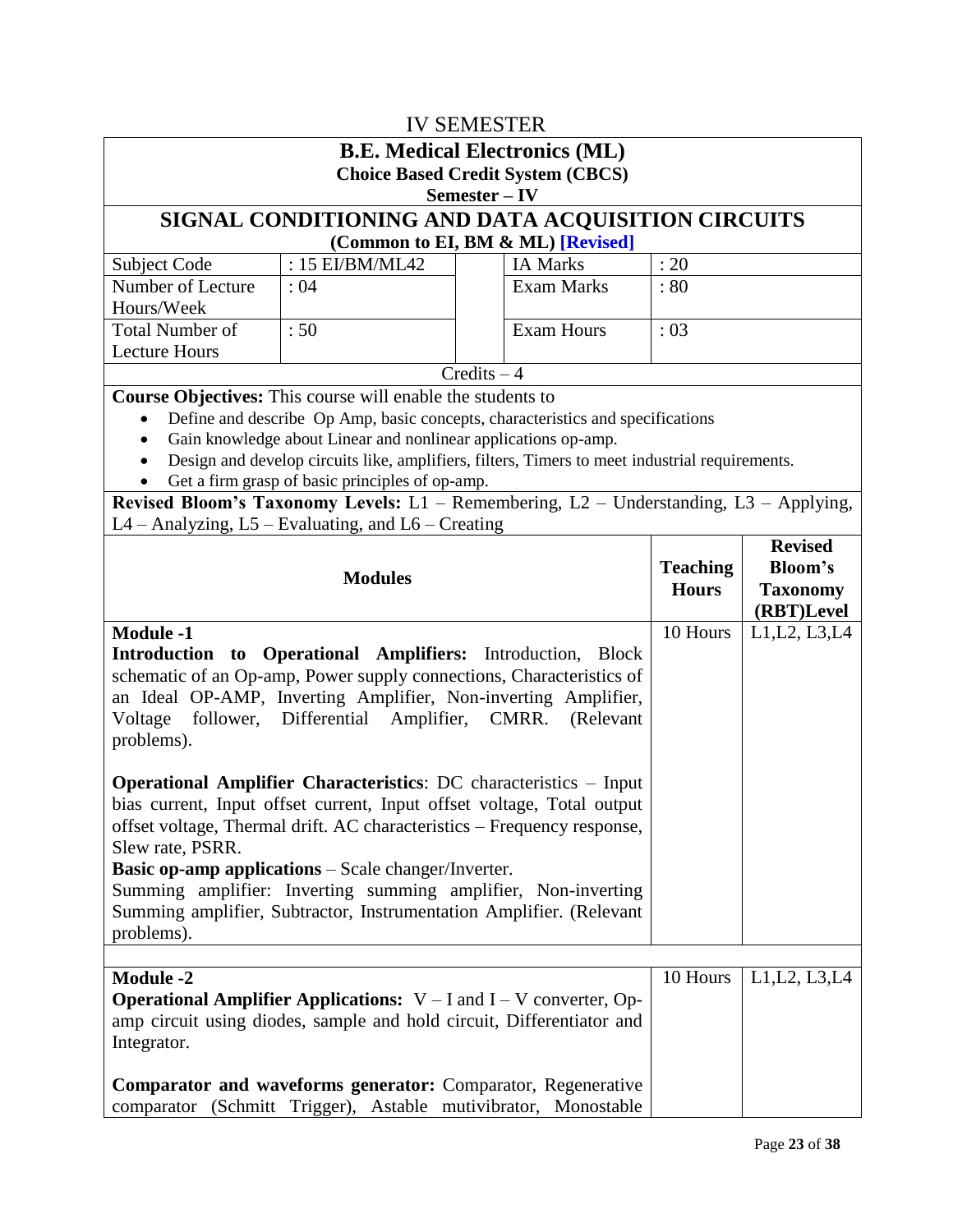# IV SEMESTER

## B.E. Medical Electronics (ML)

**Choice Based Credit System (CBCS)**

**Semester – IV**

## SIGNAL CONDITIONING AND DATA ACQUISITION CIRCUITS

**(Common to EI, BM & ML) [Revised]**

| Subject Code | : 15 EI/BM/ML42 | IA Marks | : 20 |
|---|---|---|---|
| Number of Lecture Hours/Week | : 04 | Exam Marks | : 80 |
| Total Number of Lecture Hours | : 50 | Exam Hours | : 03 |

Credits – 4

**Course Objectives:** This course will enable the students to

- Define and describe Op Amp, basic concepts, characteristics and specifications
- Gain knowledge about Linear and nonlinear applications op-amp.
- Design and develop circuits like, amplifiers, filters, Timers to meet industrial requirements.
- Get a firm grasp of basic principles of op-amp.

**Revised Bloom's Taxonomy Levels:** L1 – Remembering, L2 – Understanding, L3 – Applying, L4 – Analyzing, L5 – Evaluating, and L6 – Creating

| Modules | Teaching Hours | Revised Bloom's Taxonomy (RBT)Level |
|---|---|---|
| **Module -1**<br>**Introduction to Operational Amplifiers:** Introduction, Block schematic of an Op-amp, Power supply connections, Characteristics of an Ideal OP-AMP, Inverting Amplifier, Non-inverting Amplifier, Voltage follower, Differential Amplifier, CMRR. (Relevant problems).<br><br>**Operational Amplifier Characteristics**: DC characteristics – Input bias current, Input offset current, Input offset voltage, Total output offset voltage, Thermal drift. AC characteristics – Frequency response, Slew rate, PSRR.<br>**Basic op-amp applications** – Scale changer/Inverter.<br>Summing amplifier: Inverting summing amplifier, Non-inverting Summing amplifier, Subtractor, Instrumentation Amplifier. (Relevant problems). | 10 Hours | L1,L2, L3,L4 |
| **Module -2**<br>**Operational Amplifier Applications:** V – I and I – V converter, Op-amp circuit using diodes, sample and hold circuit, Differentiator and Integrator.<br><br>**Comparator and waveforms generator:** Comparator, Regenerative comparator (Schmitt Trigger), Astable mutivibrator, Monostable | 10 Hours | L1,L2, L3,L4 |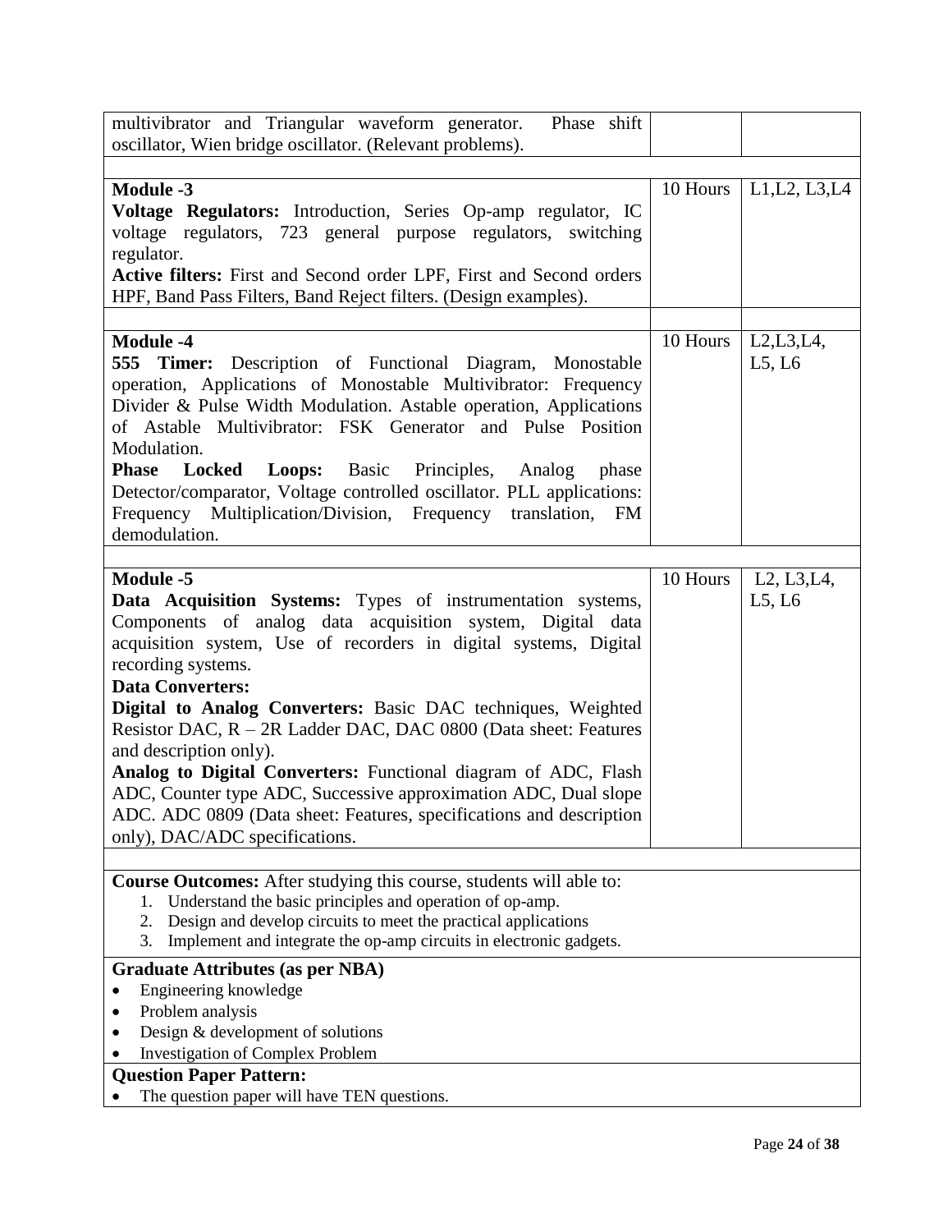| | | |
|---|---|---|
| multivibrator and Triangular waveform generator. Phase shift oscillator, Wien bridge oscillator. (Relevant problems). | | |
| | | |
| **Module -3**<br>**Voltage Regulators:** Introduction, Series Op-amp regulator, IC voltage regulators, 723 general purpose regulators, switching regulator.<br>**Active filters:** First and Second order LPF, First and Second orders HPF, Band Pass Filters, Band Reject filters. (Design examples). | 10 Hours | L1,L2, L3,L4 |
| | | |
| **Module -4**<br>**555 Timer:** Description of Functional Diagram, Monostable operation, Applications of Monostable Multivibrator: Frequency Divider & Pulse Width Modulation. Astable operation, Applications of Astable Multivibrator: FSK Generator and Pulse Position Modulation.<br>**Phase Locked Loops:** Basic Principles, Analog phase Detector/comparator, Voltage controlled oscillator. PLL applications: Frequency Multiplication/Division, Frequency translation, FM demodulation. | 10 Hours | L2,L3,L4, L5, L6 |
| | | |
| **Module -5**<br>**Data Acquisition Systems:** Types of instrumentation systems, Components of analog data acquisition system, Digital data acquisition system, Use of recorders in digital systems, Digital recording systems.<br>**Data Converters:**<br>**Digital to Analog Converters:** Basic DAC techniques, Weighted Resistor DAC, R – 2R Ladder DAC, DAC 0800 (Data sheet: Features and description only).<br>**Analog to Digital Converters:** Functional diagram of ADC, Flash ADC, Counter type ADC, Successive approximation ADC, Dual slope ADC. ADC 0809 (Data sheet: Features, specifications and description only), DAC/ADC specifications. | 10 Hours | L2, L3,L4, L5, L6 |

**Course Outcomes:** After studying this course, students will able to:

1. Understand the basic principles and operation of op-amp.
2. Design and develop circuits to meet the practical applications
3. Implement and integrate the op-amp circuits in electronic gadgets.

**Graduate Attributes (as per NBA)**

- Engineering knowledge
- Problem analysis
- Design & development of solutions
- Investigation of Complex Problem

**Question Paper Pattern:**

- The question paper will have TEN questions.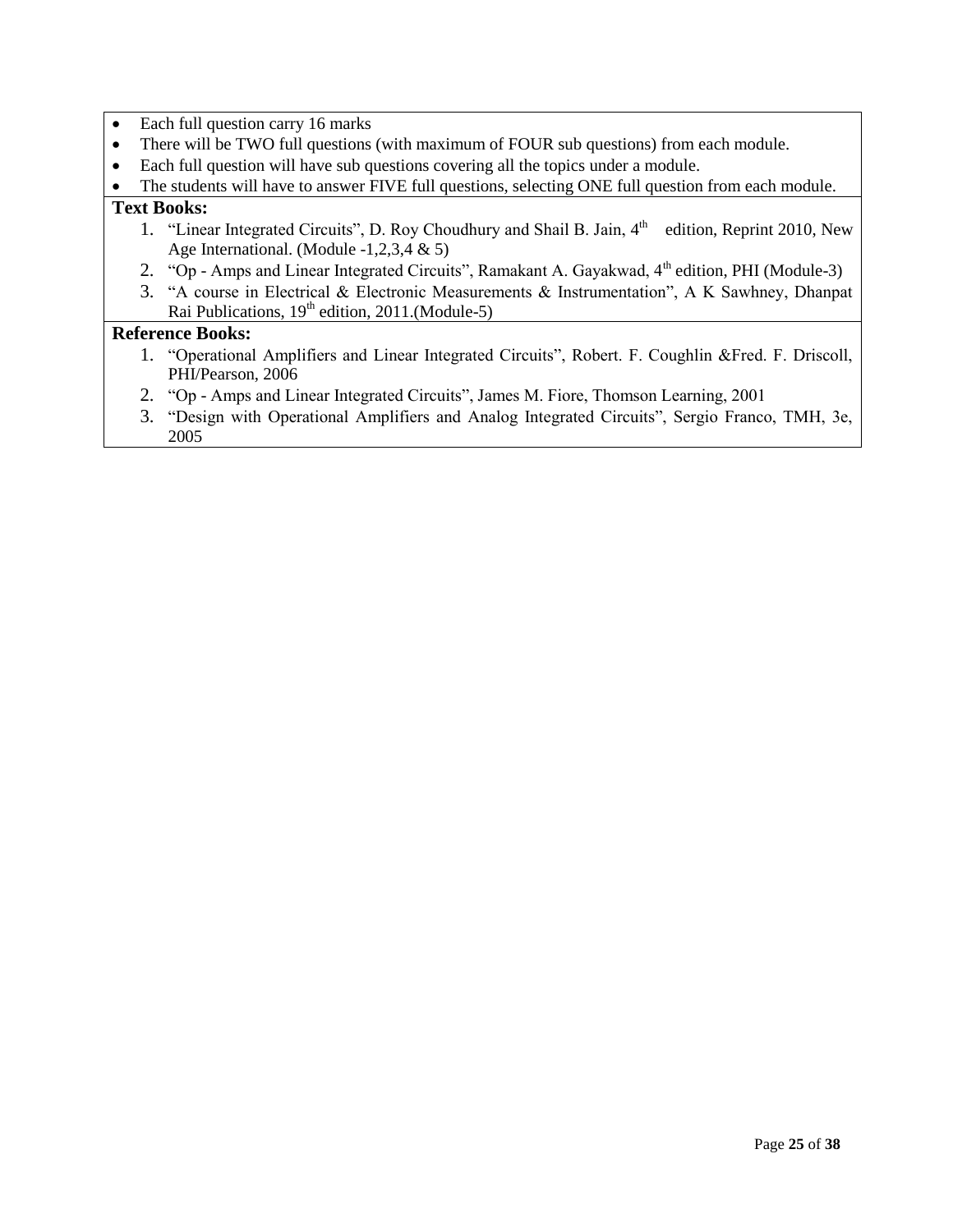- Each full question carry 16 marks
- There will be TWO full questions (with maximum of FOUR sub questions) from each module.
- Each full question will have sub questions covering all the topics under a module.
- The students will have to answer FIVE full questions, selecting ONE full question from each module.

**Text Books:**

1. "Linear Integrated Circuits", D. Roy Choudhury and Shail B. Jain, 4th edition, Reprint 2010, New Age International. (Module -1,2,3,4 & 5)
2. "Op - Amps and Linear Integrated Circuits", Ramakant A. Gayakwad, 4th edition, PHI (Module-3)
3. "A course in Electrical & Electronic Measurements & Instrumentation", A K Sawhney, Dhanpat Rai Publications, 19th edition, 2011.(Module-5)

**Reference Books:**

1. "Operational Amplifiers and Linear Integrated Circuits", Robert. F. Coughlin &Fred. F. Driscoll, PHI/Pearson, 2006
2. "Op - Amps and Linear Integrated Circuits", James M. Fiore, Thomson Learning, 2001
3. "Design with Operational Amplifiers and Analog Integrated Circuits", Sergio Franco, TMH, 3e, 2005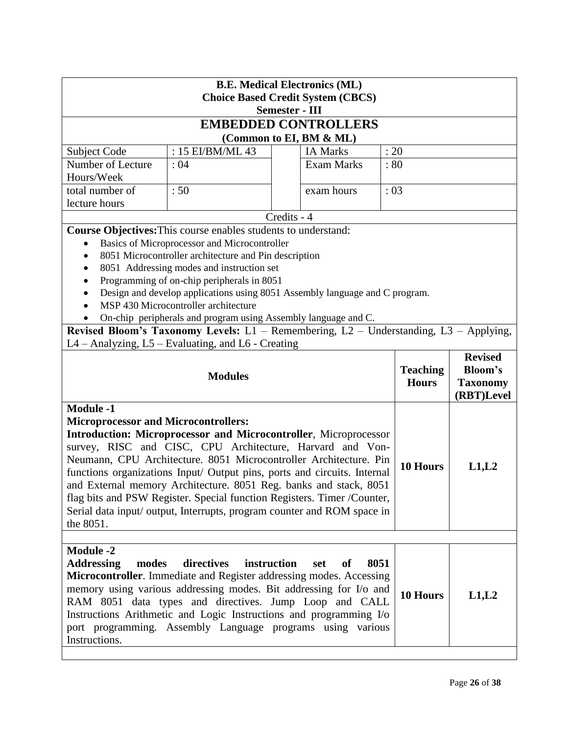**B.E. Medical Electronics (ML)**
**Choice Based Credit System (CBCS)**
**Semester - III**

# EMBEDDED CONTROLLERS

**(Common to EI, BM & ML)**

| Subject Code | : 15 EI/BM/ML 43 | IA Marks | : 20 |
|---|---|---|---|
| Number of Lecture Hours/Week | : 04 | Exam Marks | : 80 |
| total number of lecture hours | : 50 | exam hours | : 03 |

Credits - 4

**Course Objectives:** This course enables students to understand:

- Basics of Microprocessor and Microcontroller
- 8051 Microcontroller architecture and Pin description
- 8051 Addressing modes and instruction set
- Programming of on-chip peripherals in 8051
- Design and develop applications using 8051 Assembly language and C program.
- MSP 430 Microcontroller architecture
- On-chip peripherals and program using Assembly language and C.

**Revised Bloom's Taxonomy Levels:** L1 – Remembering, L2 – Understanding, L3 – Applying, L4 – Analyzing, L5 – Evaluating, and L6 - Creating

| Modules | Teaching Hours | Revised Bloom's Taxonomy (RBT)Level |
|---|---|---|
| **Module -1** **Microprocessor and Microcontrollers:** **Introduction: Microprocessor and Microcontroller**, Microprocessor survey, RISC and CISC, CPU Architecture, Harvard and Von-Neumann, CPU Architecture. 8051 Microcontroller Architecture. Pin functions organizations Input/ Output pins, ports and circuits. Internal and External memory Architecture. 8051 Reg. banks and stack, 8051 flag bits and PSW Register. Special function Registers. Timer /Counter, Serial data input/ output, Interrupts, program counter and ROM space in the 8051. | **10 Hours** | **L1,L2** |
| **Module -2** **Addressing modes directives instruction set of 8051 Microcontroller**. Immediate and Register addressing modes. Accessing memory using various addressing modes. Bit addressing for I/o and RAM 8051 data types and directives. Jump Loop and CALL Instructions Arithmetic and Logic Instructions and programming I/o port programming. Assembly Language programs using various Instructions. | **10 Hours** | **L1,L2** |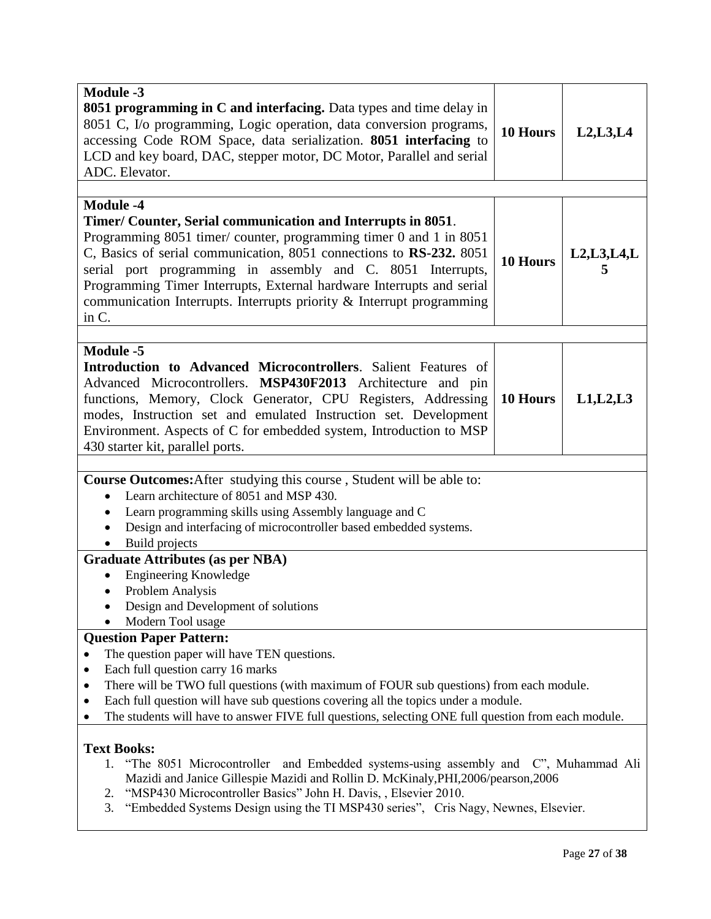| Module | Hours | Levels |
|---|---|---|
| **Module -3**<br>**8051 programming in C and interfacing.** Data types and time delay in 8051 C, I/o programming, Logic operation, data conversion programs, accessing Code ROM Space, data serialization. **8051 interfacing** to LCD and key board, DAC, stepper motor, DC Motor, Parallel and serial ADC. Elevator. | **10 Hours** | **L2,L3,L4** |
| **Module -4**<br>**Timer/ Counter, Serial communication and Interrupts in 8051**. Programming 8051 timer/ counter, programming timer 0 and 1 in 8051 C, Basics of serial communication, 8051 connections to **RS-232.** 8051 serial port programming in assembly and C. 8051 Interrupts, Programming Timer Interrupts, External hardware Interrupts and serial communication Interrupts. Interrupts priority & Interrupt programming in C. | **10 Hours** | **L2,L3,L4,L5** |
| **Module -5**<br>**Introduction to Advanced Microcontrollers**. Salient Features of Advanced Microcontrollers. **MSP430F2013** Architecture and pin functions, Memory, Clock Generator, CPU Registers, Addressing modes, Instruction set and emulated Instruction set. Development Environment. Aspects of C for embedded system, Introduction to MSP 430 starter kit, parallel ports. | **10 Hours** | **L1,L2,L3** |

**Course Outcomes:** After studying this course , Student will be able to:

- Learn architecture of 8051 and MSP 430.
- Learn programming skills using Assembly language and C
- Design and interfacing of microcontroller based embedded systems.
- Build projects

**Graduate Attributes (as per NBA)**

- Engineering Knowledge
- Problem Analysis
- Design and Development of solutions
- Modern Tool usage

**Question Paper Pattern:**

- The question paper will have TEN questions.
- Each full question carry 16 marks
- There will be TWO full questions (with maximum of FOUR sub questions) from each module.
- Each full question will have sub questions covering all the topics under a module.
- The students will have to answer FIVE full questions, selecting ONE full question from each module.

**Text Books:**

1. "The 8051 Microcontroller and Embedded systems-using assembly and C", Muhammad Ali Mazidi and Janice Gillespie Mazidi and Rollin D. McKinaly,PHI,2006/pearson,2006
2. "MSP430 Microcontroller Basics" John H. Davis, , Elsevier 2010.
3. "Embedded Systems Design using the TI MSP430 series", Cris Nagy, Newnes, Elsevier.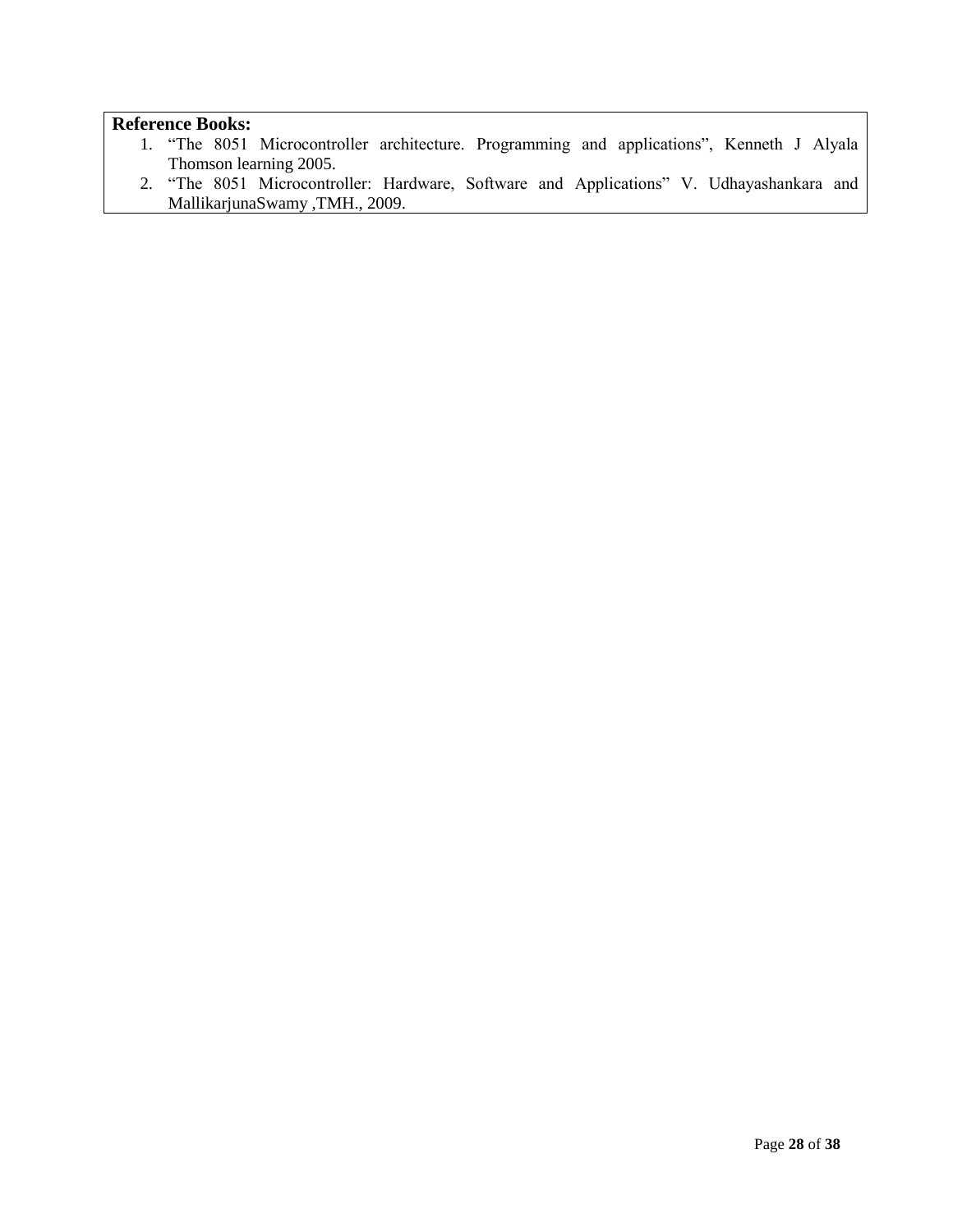**Reference Books:**

1. "The 8051 Microcontroller architecture. Programming and applications", Kenneth J Alyala Thomson learning 2005.
2. "The 8051 Microcontroller: Hardware, Software and Applications" V. Udhayashankara and MallikarjunaSwamy ,TMH., 2009.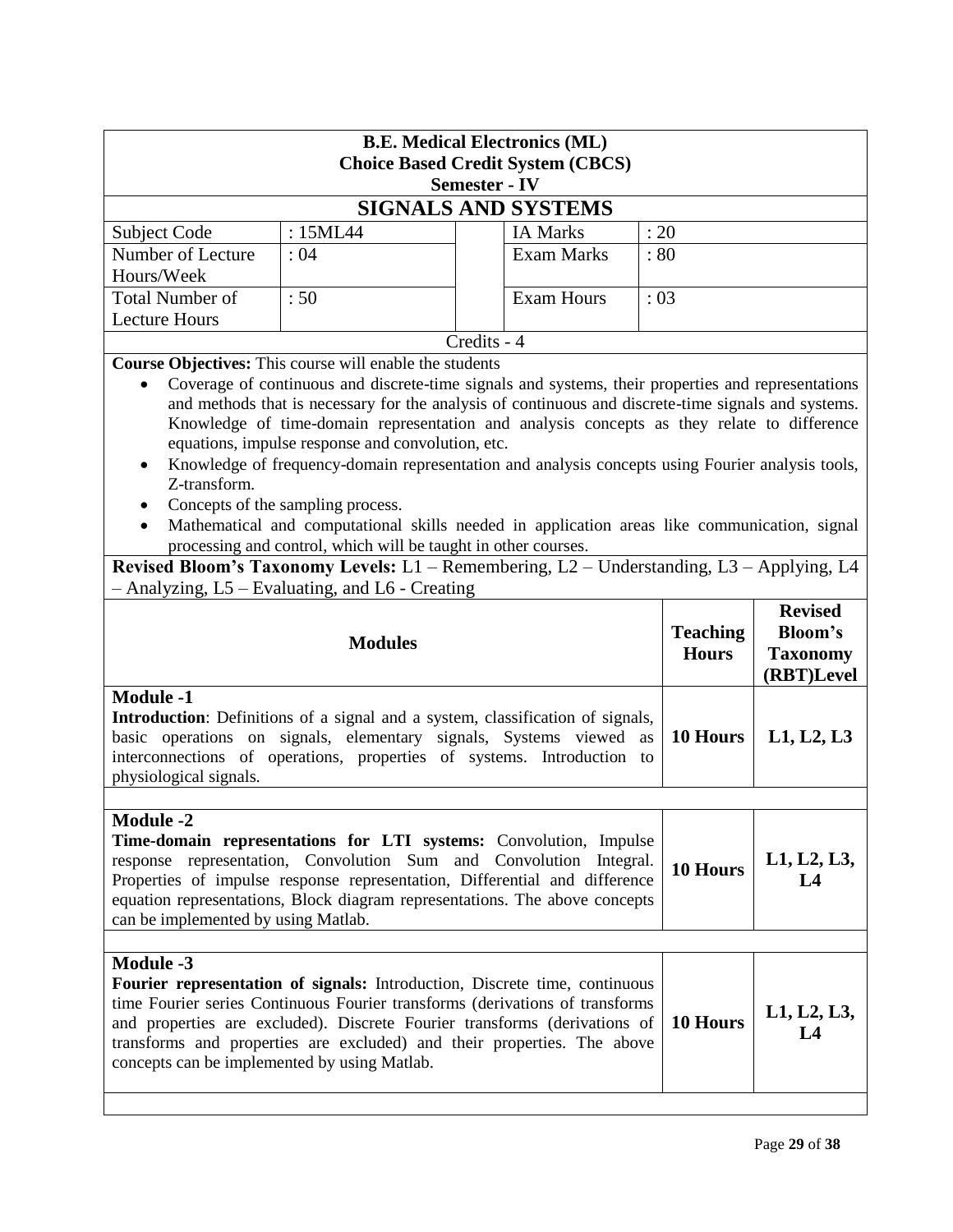**B.E. Medical Electronics (ML)**
**Choice Based Credit System (CBCS)**
**Semester - IV**

# SIGNALS AND SYSTEMS

| Subject Code | : 15ML44 | IA Marks | : 20 |
|---|---|---|---|
| Number of Lecture Hours/Week | : 04 | Exam Marks | : 80 |
| Total Number of Lecture Hours | : 50 | Exam Hours | : 03 |

Credits - 4

**Course Objectives:** This course will enable the students

- Coverage of continuous and discrete-time signals and systems, their properties and representations and methods that is necessary for the analysis of continuous and discrete-time signals and systems. Knowledge of time-domain representation and analysis concepts as they relate to difference equations, impulse response and convolution, etc.
- Knowledge of frequency-domain representation and analysis concepts using Fourier analysis tools, Z-transform.
- Concepts of the sampling process.
- Mathematical and computational skills needed in application areas like communication, signal processing and control, which will be taught in other courses.

**Revised Bloom's Taxonomy Levels:** L1 – Remembering, L2 – Understanding, L3 – Applying, L4 – Analyzing, L5 – Evaluating, and L6 - Creating

| Modules | Teaching Hours | Revised Bloom's Taxonomy (RBT)Level |
|---|---|---|
| **Module -1**<br>**Introduction**: Definitions of a signal and a system, classification of signals, basic operations on signals, elementary signals, Systems viewed as interconnections of operations, properties of systems. Introduction to physiological signals. | **10 Hours** | **L1, L2, L3** |
| **Module -2**<br>**Time-domain representations for LTI systems:** Convolution, Impulse response representation, Convolution Sum and Convolution Integral. Properties of impulse response representation, Differential and difference equation representations, Block diagram representations. The above concepts can be implemented by using Matlab. | **10 Hours** | **L1, L2, L3, L4** |
| **Module -3**<br>**Fourier representation of signals:** Introduction, Discrete time, continuous time Fourier series Continuous Fourier transforms (derivations of transforms and properties are excluded). Discrete Fourier transforms (derivations of transforms and properties are excluded) and their properties. The above concepts can be implemented by using Matlab. | **10 Hours** | **L1, L2, L3, L4** |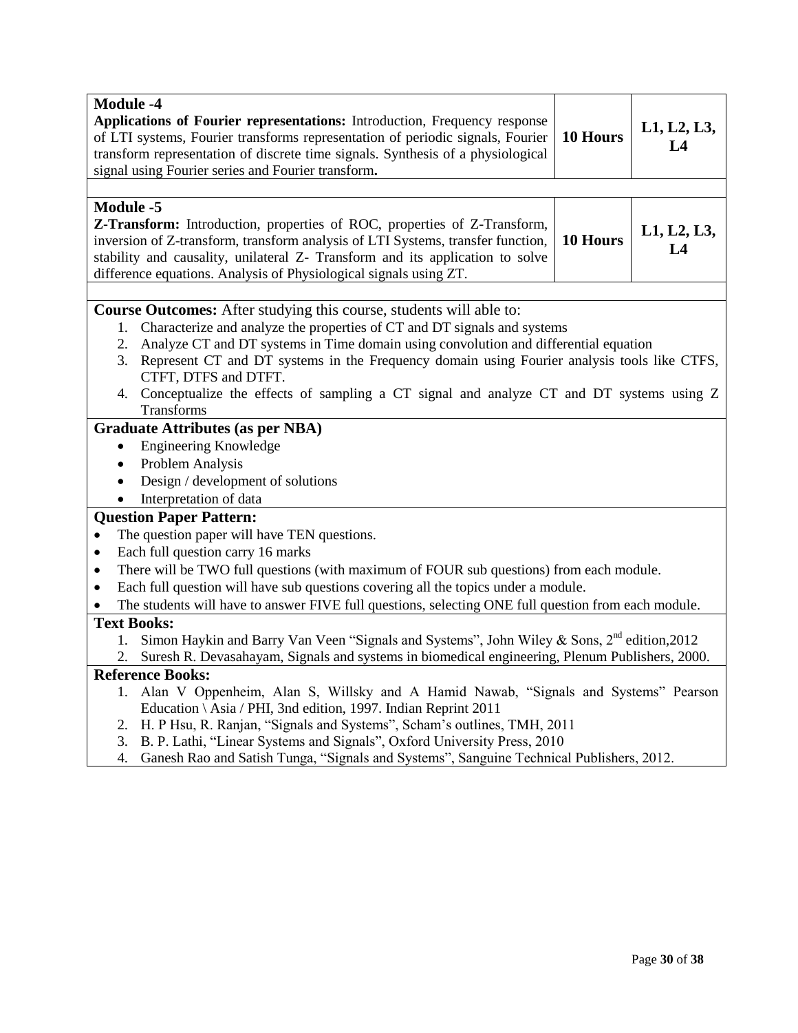| Module -4<br>**Applications of Fourier representations:** Introduction, Frequency response of LTI systems, Fourier transforms representation of periodic signals, Fourier transform representation of discrete time signals. Synthesis of a physiological signal using Fourier series and Fourier transform**.** | **10 Hours** | **L1, L2, L3, L4** |
|---|---|---|

| **Module -5**<br>**Z-Transform:** Introduction, properties of ROC, properties of Z-Transform, inversion of Z-transform, transform analysis of LTI Systems, transfer function, stability and causality, unilateral Z- Transform and its application to solve difference equations. Analysis of Physiological signals using ZT. | **10 Hours** | **L1, L2, L3, L4** |
|---|---|---|

**Course Outcomes:** After studying this course, students will able to:

1. Characterize and analyze the properties of CT and DT signals and systems
2. Analyze CT and DT systems in Time domain using convolution and differential equation
3. Represent CT and DT systems in the Frequency domain using Fourier analysis tools like CTFS, CTFT, DTFS and DTFT.
4. Conceptualize the effects of sampling a CT signal and analyze CT and DT systems using Z Transforms

**Graduate Attributes (as per NBA)**

- Engineering Knowledge
- Problem Analysis
- Design / development of solutions
- Interpretation of data

**Question Paper Pattern:**

- The question paper will have TEN questions.
- Each full question carry 16 marks
- There will be TWO full questions (with maximum of FOUR sub questions) from each module.
- Each full question will have sub questions covering all the topics under a module.
- The students will have to answer FIVE full questions, selecting ONE full question from each module.

**Text Books:**

1. Simon Haykin and Barry Van Veen "Signals and Systems", John Wiley & Sons, 2nd edition,2012
2. Suresh R. Devasahayam, Signals and systems in biomedical engineering, Plenum Publishers, 2000.

**Reference Books:**

1. Alan V Oppenheim, Alan S, Willsky and A Hamid Nawab, "Signals and Systems" Pearson Education \ Asia / PHI, 3nd edition, 1997. Indian Reprint 2011
2. H. P Hsu, R. Ranjan, "Signals and Systems", Scham's outlines, TMH, 2011
3. B. P. Lathi, "Linear Systems and Signals", Oxford University Press, 2010
4. Ganesh Rao and Satish Tunga, "Signals and Systems", Sanguine Technical Publishers, 2012.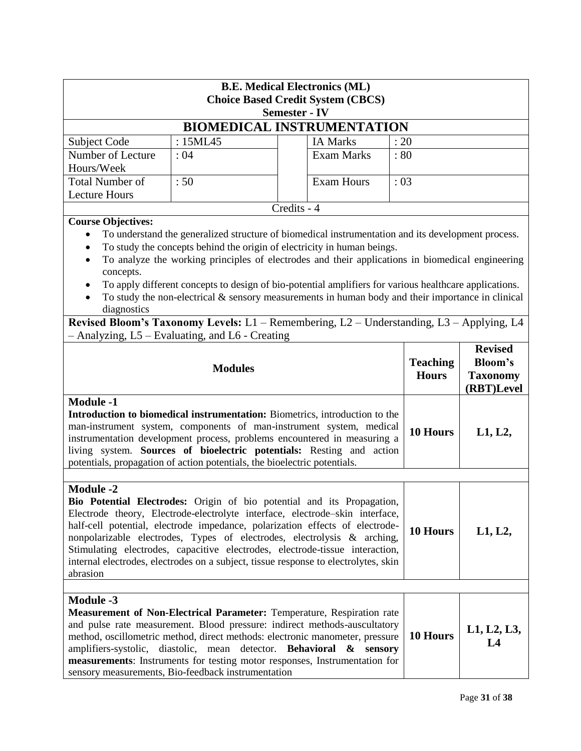**B.E. Medical Electronics (ML)**
**Choice Based Credit System (CBCS)**
**Semester - IV**

# BIOMEDICAL INSTRUMENTATION

| | | | | |
|---|---|---|---|---|
| Subject Code | : 15ML45 | | IA Marks | : 20 |
| Number of Lecture Hours/Week | : 04 | | Exam Marks | : 80 |
| Total Number of Lecture Hours | : 50 | | Exam Hours | : 03 |

Credits - 4

**Course Objectives:**

- To understand the generalized structure of biomedical instrumentation and its development process.
- To study the concepts behind the origin of electricity in human beings.
- To analyze the working principles of electrodes and their applications in biomedical engineering concepts.
- To apply different concepts to design of bio-potential amplifiers for various healthcare applications.
- To study the non-electrical & sensory measurements in human body and their importance in clinical diagnostics

**Revised Bloom's Taxonomy Levels:** L1 – Remembering, L2 – Understanding, L3 – Applying, L4 – Analyzing, L5 – Evaluating, and L6 - Creating

| Modules | Teaching Hours | Revised Bloom's Taxonomy (RBT)Level |
|---|---|---|
| **Module -1**<br>**Introduction to biomedical instrumentation:** Biometrics, introduction to the man-instrument system, components of man-instrument system, medical instrumentation development process, problems encountered in measuring a living system. **Sources of bioelectric potentials:** Resting and action potentials, propagation of action potentials, the bioelectric potentials. | **10 Hours** | **L1, L2,** |
| **Module -2**<br>**Bio Potential Electrodes:** Origin of bio potential and its Propagation, Electrode theory, Electrode-electrolyte interface, electrode–skin interface, half-cell potential, electrode impedance, polarization effects of electrode-nonpolarizable electrodes, Types of electrodes, electrolysis & arching, Stimulating electrodes, capacitive electrodes, electrode-tissue interaction, internal electrodes, electrodes on a subject, tissue response to electrolytes, skin abrasion | **10 Hours** | **L1, L2,** |
| **Module -3**<br>**Measurement of Non-Electrical Parameter:** Temperature, Respiration rate and pulse rate measurement. Blood pressure: indirect methods-auscultatory method, oscillometric method, direct methods: electronic manometer, pressure amplifiers-systolic, diastolic, mean detector. **Behavioral & sensory measurements**: Instruments for testing motor responses, Instrumentation for sensory measurements, Bio-feedback instrumentation | **10 Hours** | **L1, L2, L3, L4** |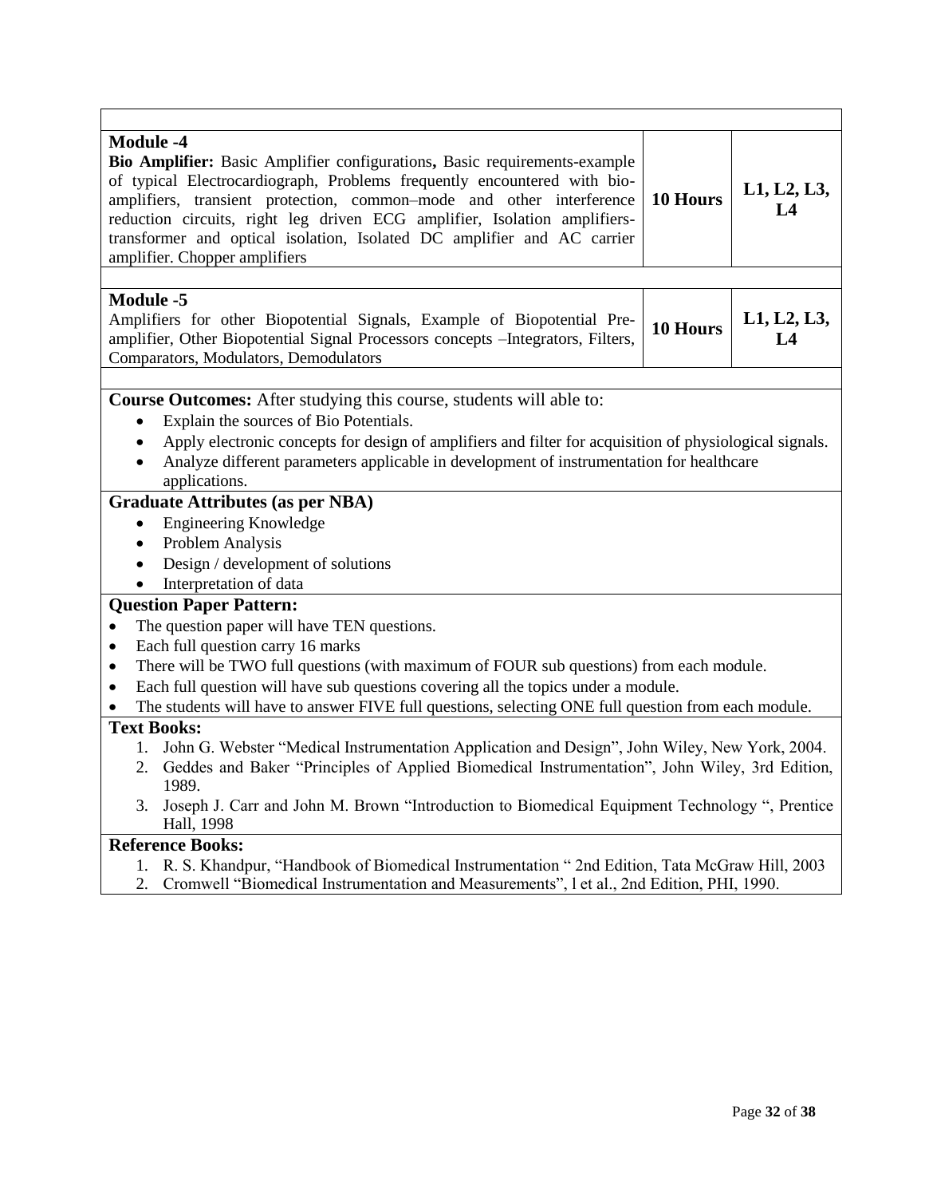| | | |
|---|---|---|
| **Module -4**<br>**Bio Amplifier:** Basic Amplifier configurations**,** Basic requirements-example of typical Electrocardiograph, Problems frequently encountered with bio-amplifiers, transient protection, common–mode and other interference reduction circuits, right leg driven ECG amplifier, Isolation amplifiers-transformer and optical isolation, Isolated DC amplifier and AC carrier amplifier. Chopper amplifiers | **10 Hours** | **L1, L2, L3, L4** |
| **Module -5**<br>Amplifiers for other Biopotential Signals, Example of Biopotential Pre-amplifier, Other Biopotential Signal Processors concepts –Integrators, Filters, Comparators, Modulators, Demodulators | **10 Hours** | **L1, L2, L3, L4** |

**Course Outcomes:** After studying this course, students will able to:

- Explain the sources of Bio Potentials.
- Apply electronic concepts for design of amplifiers and filter for acquisition of physiological signals.
- Analyze different parameters applicable in development of instrumentation for healthcare applications.

**Graduate Attributes (as per NBA)**

- Engineering Knowledge
- Problem Analysis
- Design / development of solutions
- Interpretation of data

**Question Paper Pattern:**

- The question paper will have TEN questions.
- Each full question carry 16 marks
- There will be TWO full questions (with maximum of FOUR sub questions) from each module.
- Each full question will have sub questions covering all the topics under a module.
- The students will have to answer FIVE full questions, selecting ONE full question from each module.

**Text Books:**

1. John G. Webster "Medical Instrumentation Application and Design", John Wiley, New York, 2004.
2. Geddes and Baker "Principles of Applied Biomedical Instrumentation", John Wiley, 3rd Edition, 1989.
3. Joseph J. Carr and John M. Brown "Introduction to Biomedical Equipment Technology ", Prentice Hall, 1998

**Reference Books:**

1. R. S. Khandpur, "Handbook of Biomedical Instrumentation " 2nd Edition, Tata McGraw Hill, 2003
2. Cromwell "Biomedical Instrumentation and Measurements", l et al., 2nd Edition, PHI, 1990.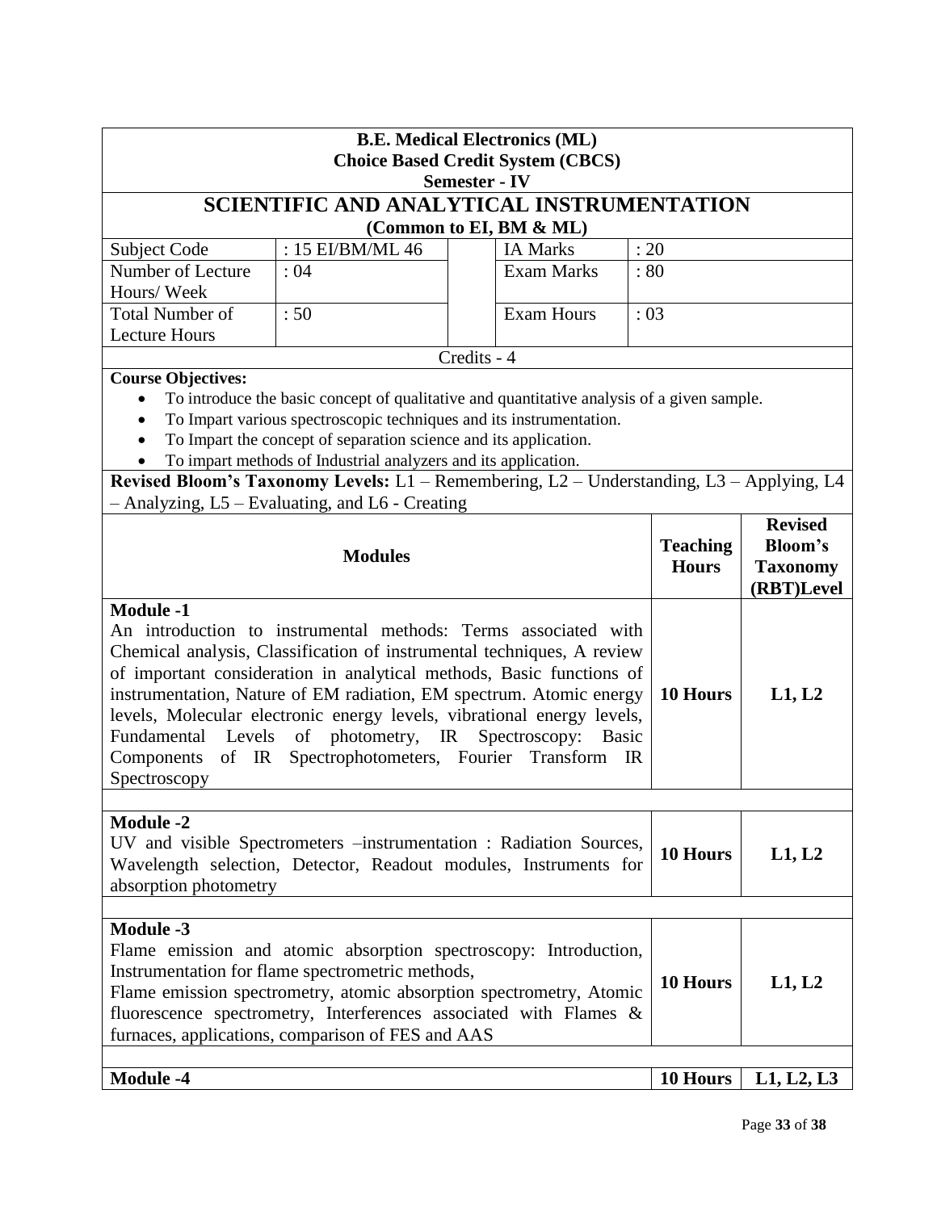**B.E. Medical Electronics (ML)**
**Choice Based Credit System (CBCS)**
**Semester - IV**

# SCIENTIFIC AND ANALYTICAL INSTRUMENTATION

**(Common to EI, BM & ML)**

| Subject Code | : 15 EI/BM/ML 46 | | IA Marks | : 20 |
|---|---|---|---|---|
| Number of Lecture Hours/ Week | : 04 | | Exam Marks | : 80 |
| Total Number of Lecture Hours | : 50 | | Exam Hours | : 03 |

Credits - 4

**Course Objectives:**

- To introduce the basic concept of qualitative and quantitative analysis of a given sample.
- To Impart various spectroscopic techniques and its instrumentation.
- To Impart the concept of separation science and its application.
- To impart methods of Industrial analyzers and its application.

**Revised Bloom's Taxonomy Levels:** L1 – Remembering, L2 – Understanding, L3 – Applying, L4 – Analyzing, L5 – Evaluating, and L6 - Creating

| Modules | Teaching Hours | Revised Bloom's Taxonomy (RBT)Level |
|---|---|---|
| **Module -1**<br>An introduction to instrumental methods: Terms associated with Chemical analysis, Classification of instrumental techniques, A review of important consideration in analytical methods, Basic functions of instrumentation, Nature of EM radiation, EM spectrum. Atomic energy levels, Molecular electronic energy levels, vibrational energy levels, Fundamental Levels of photometry, IR Spectroscopy: Basic Components of IR Spectrophotometers, Fourier Transform IR Spectroscopy | **10 Hours** | **L1, L2** |
| **Module -2**<br>UV and visible Spectrometers –instrumentation : Radiation Sources, Wavelength selection, Detector, Readout modules, Instruments for absorption photometry | **10 Hours** | **L1, L2** |
| **Module -3**<br>Flame emission and atomic absorption spectroscopy: Introduction, Instrumentation for flame spectrometric methods,<br>Flame emission spectrometry, atomic absorption spectrometry, Atomic fluorescence spectrometry, Interferences associated with Flames & furnaces, applications, comparison of FES and AAS | **10 Hours** | **L1, L2** |
| **Module -4** | **10 Hours** | **L1, L2, L3** |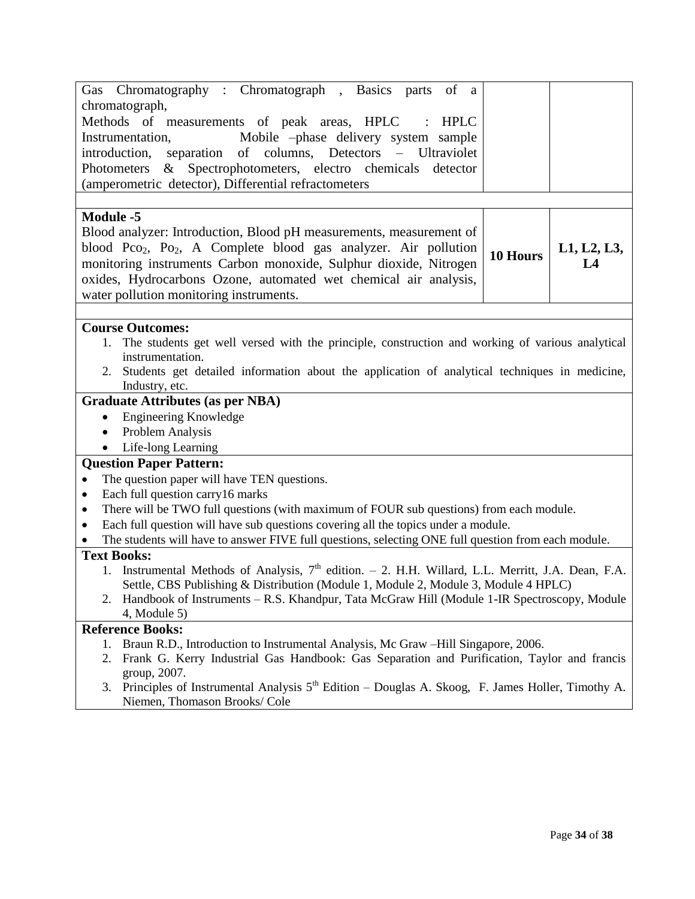| | | |
|---|---|---|
| Gas Chromatography : Chromatograph , Basics parts of a chromatograph, Methods of measurements of peak areas, HPLC : HPLC Instrumentation, Mobile –phase delivery system sample introduction, separation of columns, Detectors – Ultraviolet Photometers & Spectrophotometers, electro chemicals detector (amperometric detector), Differential refractometers | | |
| **Module -5** Blood analyzer: Introduction, Blood pH measurements, measurement of blood $Pco_2$, $Po_2$, A Complete blood gas analyzer. Air pollution monitoring instruments Carbon monoxide, Sulphur dioxide, Nitrogen oxides, Hydrocarbons Ozone, automated wet chemical air analysis, water pollution monitoring instruments. | **10 Hours** | **L1, L2, L3, L4** |

**Course Outcomes:**

1. The students get well versed with the principle, construction and working of various analytical instrumentation.
2. Students get detailed information about the application of analytical techniques in medicine, Industry, etc.

**Graduate Attributes (as per NBA)**

- Engineering Knowledge
- Problem Analysis
- Life-long Learning

**Question Paper Pattern:**

- The question paper will have TEN questions.
- Each full question carry16 marks
- There will be TWO full questions (with maximum of FOUR sub questions) from each module.
- Each full question will have sub questions covering all the topics under a module.
- The students will have to answer FIVE full questions, selecting ONE full question from each module.

**Text Books:**

1. Instrumental Methods of Analysis, 7th edition. – 2. H.H. Willard, L.L. Merritt, J.A. Dean, F.A. Settle, CBS Publishing & Distribution (Module 1, Module 2, Module 3, Module 4 HPLC)
2. Handbook of Instruments – R.S. Khandpur, Tata McGraw Hill (Module 1-IR Spectroscopy, Module 4, Module 5)

**Reference Books:**

1. Braun R.D., Introduction to Instrumental Analysis, Mc Graw –Hill Singapore, 2006.
2. Frank G. Kerry Industrial Gas Handbook: Gas Separation and Purification, Taylor and francis group, 2007.
3. Principles of Instrumental Analysis 5th Edition – Douglas A. Skoog, F. James Holler, Timothy A. Niemen, Thomason Brooks/ Cole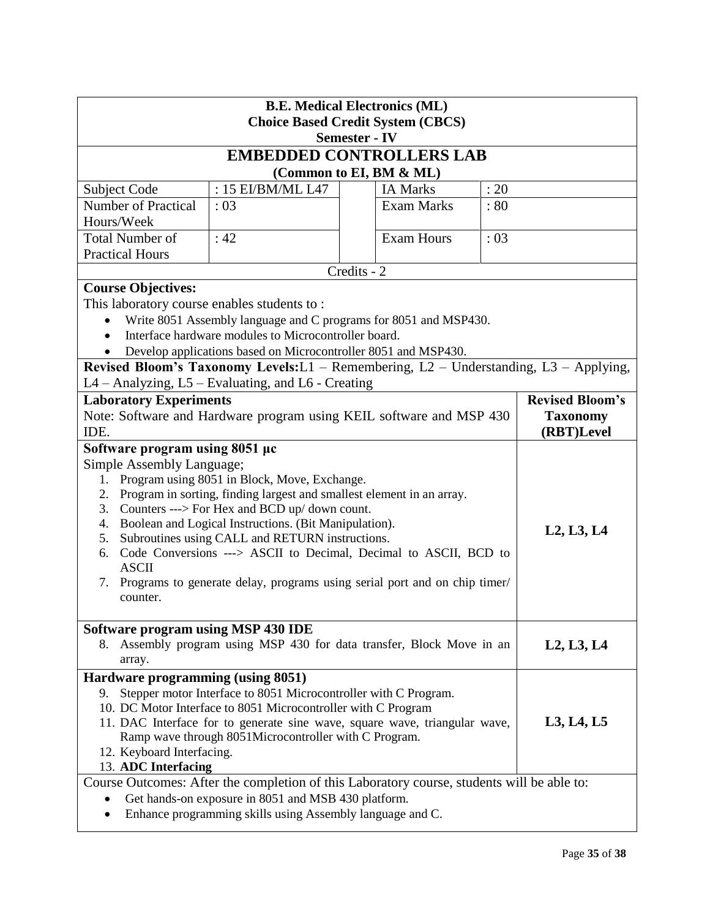**B.E. Medical Electronics (ML)**
**Choice Based Credit System (CBCS)**
**Semester - IV**

# EMBEDDED CONTROLLERS LAB

**(Common to EI, BM & ML)**

| Subject Code | : 15 EI/BM/ML L47 | IA Marks | : 20 |
|---|---|---|---|
| Number of Practical Hours/Week | : 03 | Exam Marks | : 80 |
| Total Number of Practical Hours | : 42 | Exam Hours | : 03 |

Credits - 2

**Course Objectives:**

This laboratory course enables students to :

- Write 8051 Assembly language and C programs for 8051 and MSP430.
- Interface hardware modules to Microcontroller board.
- Develop applications based on Microcontroller 8051 and MSP430.

**Revised Bloom's Taxonomy Levels:** L1 – Remembering, L2 – Understanding, L3 – Applying, L4 – Analyzing, L5 – Evaluating, and L6 - Creating

| **Laboratory Experiments**<br>Note: Software and Hardware program using KEIL software and MSP 430 IDE. | **Revised Bloom's Taxonomy (RBT)Level** |
|---|---|
| **Software program using 8051 µc**<br>Simple Assembly Language;<br>1. Program using 8051 in Block, Move, Exchange.<br>2. Program in sorting, finding largest and smallest element in an array.<br>3. Counters ---> For Hex and BCD up/ down count.<br>4. Boolean and Logical Instructions. (Bit Manipulation).<br>5. Subroutines using CALL and RETURN instructions.<br>6. Code Conversions ---> ASCII to Decimal, Decimal to ASCII, BCD to ASCII<br>7. Programs to generate delay, programs using serial port and on chip timer/ counter. | **L2, L3, L4** |
| **Software program using MSP 430 IDE**<br>8. Assembly program using MSP 430 for data transfer, Block Move in an array. | **L2, L3, L4** |
| **Hardware programming (using 8051)**<br>9. Stepper motor Interface to 8051 Microcontroller with C Program.<br>10. DC Motor Interface to 8051 Microcontroller with C Program<br>11. DAC Interface for to generate sine wave, square wave, triangular wave, Ramp wave through 8051Microcontroller with C Program.<br>12. Keyboard Interfacing.<br>13. **ADC Interfacing** | **L3, L4, L5** |

Course Outcomes: After the completion of this Laboratory course, students will be able to:

- Get hands-on exposure in 8051 and MSB 430 platform.
- Enhance programming skills using Assembly language and C.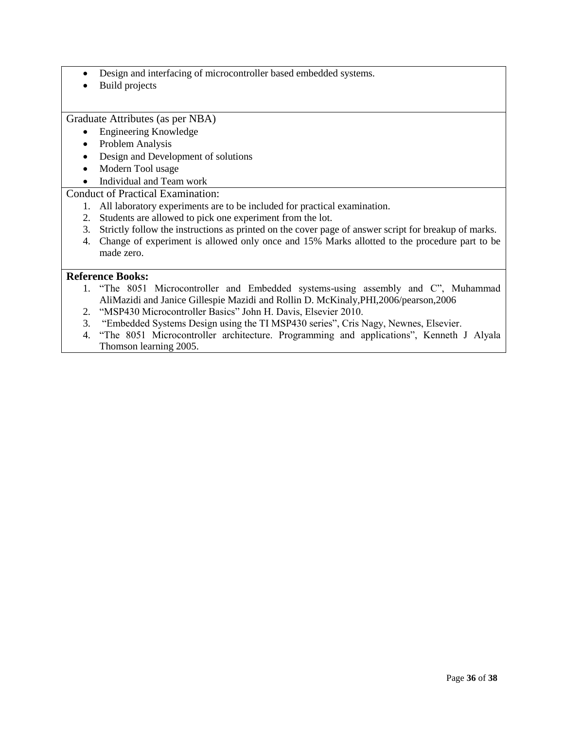- Design and interfacing of microcontroller based embedded systems.
- Build projects

Graduate Attributes (as per NBA)

- Engineering Knowledge
- Problem Analysis
- Design and Development of solutions
- Modern Tool usage
- Individual and Team work

Conduct of Practical Examination:

1. All laboratory experiments are to be included for practical examination.
2. Students are allowed to pick one experiment from the lot.
3. Strictly follow the instructions as printed on the cover page of answer script for breakup of marks.
4. Change of experiment is allowed only once and 15% Marks allotted to the procedure part to be made zero.

**Reference Books:**

1. "The 8051 Microcontroller and Embedded systems-using assembly and C", Muhammad AliMazidi and Janice Gillespie Mazidi and Rollin D. McKinaly,PHI,2006/pearson,2006
2. "MSP430 Microcontroller Basics" John H. Davis, Elsevier 2010.
3. "Embedded Systems Design using the TI MSP430 series", Cris Nagy, Newnes, Elsevier.
4. "The 8051 Microcontroller architecture. Programming and applications", Kenneth J Alyala Thomson learning 2005.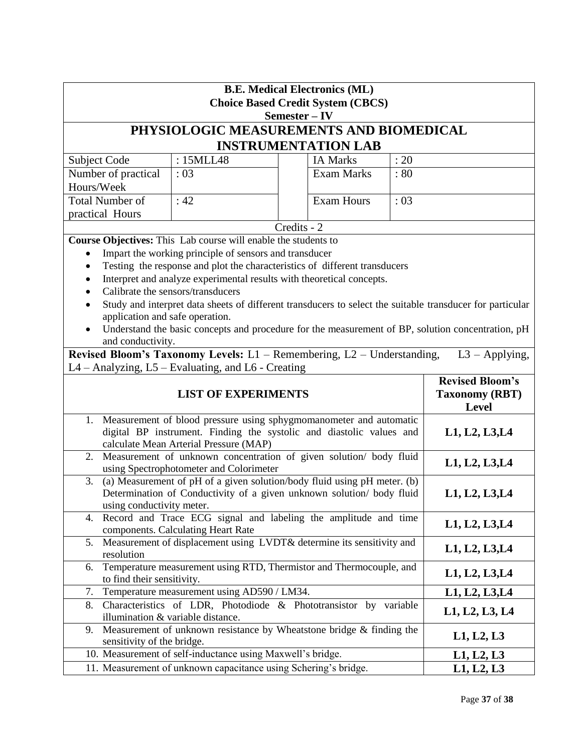**B.E. Medical Electronics (ML)**
**Choice Based Credit System (CBCS)**
**Semester – IV**

# PHYSIOLOGIC MEASUREMENTS AND BIOMEDICAL INSTRUMENTATION LAB

| Subject Code | : 15MLL48 | | IA Marks | : 20 |
|---|---|---|---|---|
| Number of practical Hours/Week | : 03 | | Exam Marks | : 80 |
| Total Number of practical Hours | : 42 | | Exam Hours | : 03 |

Credits - 2

**Course Objectives:** This Lab course will enable the students to

- Impart the working principle of sensors and transducer
- Testing the response and plot the characteristics of different transducers
- Interpret and analyze experimental results with theoretical concepts.
- Calibrate the sensors/transducers
- Study and interpret data sheets of different transducers to select the suitable transducer for particular application and safe operation.
- Understand the basic concepts and procedure for the measurement of BP, solution concentration, pH and conductivity.

**Revised Bloom's Taxonomy Levels:** L1 – Remembering, L2 – Understanding, L3 – Applying, L4 – Analyzing, L5 – Evaluating, and L6 - Creating

| LIST OF EXPERIMENTS | Revised Bloom's Taxonomy (RBT) Level |
|---|---|
| 1. Measurement of blood pressure using sphygmomanometer and automatic digital BP instrument. Finding the systolic and diastolic values and calculate Mean Arterial Pressure (MAP) | L1, L2, L3,L4 |
| 2. Measurement of unknown concentration of given solution/ body fluid using Spectrophotometer and Colorimeter | L1, L2, L3,L4 |
| 3. (a) Measurement of pH of a given solution/body fluid using pH meter. (b) Determination of Conductivity of a given unknown solution/ body fluid using conductivity meter. | L1, L2, L3,L4 |
| 4. Record and Trace ECG signal and labeling the amplitude and time components. Calculating Heart Rate | L1, L2, L3,L4 |
| 5. Measurement of displacement using LVDT& determine its sensitivity and resolution | L1, L2, L3,L4 |
| 6. Temperature measurement using RTD, Thermistor and Thermocouple, and to find their sensitivity. | L1, L2, L3,L4 |
| 7. Temperature measurement using AD590 / LM34. | L1, L2, L3,L4 |
| 8. Characteristics of LDR, Photodiode & Phototransistor by variable illumination & variable distance. | L1, L2, L3, L4 |
| 9. Measurement of unknown resistance by Wheatstone bridge & finding the sensitivity of the bridge. | L1, L2, L3 |
| 10. Measurement of self-inductance using Maxwell's bridge. | L1, L2, L3 |
| 11. Measurement of unknown capacitance using Schering's bridge. | L1, L2, L3 |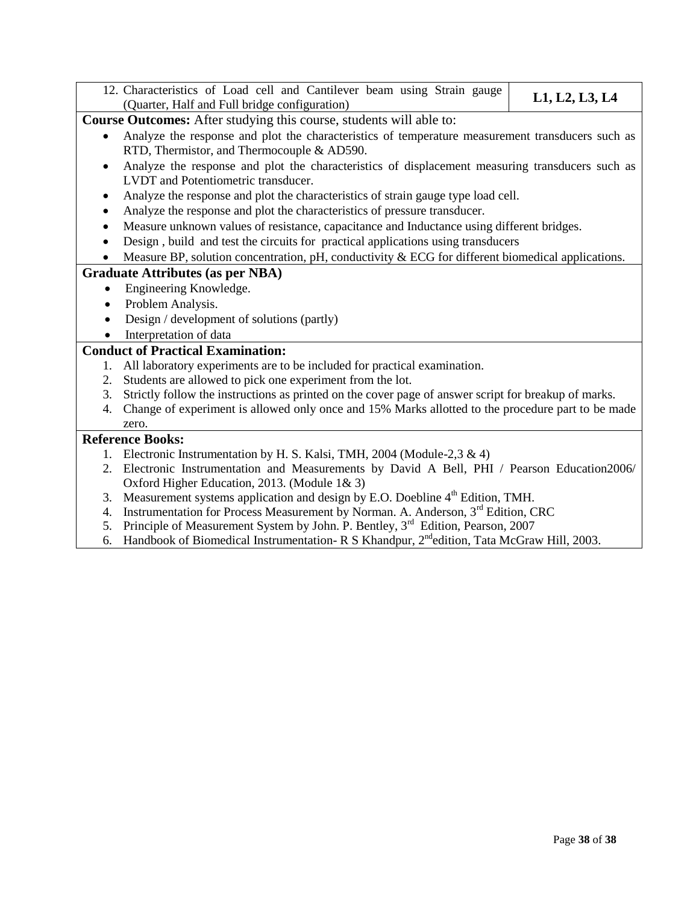| | |
|---|---|
| 12. Characteristics of Load cell and Cantilever beam using Strain gauge (Quarter, Half and Full bridge configuration) | **L1, L2, L3, L4** |

**Course Outcomes:** After studying this course, students will able to:

- Analyze the response and plot the characteristics of temperature measurement transducers such as RTD, Thermistor, and Thermocouple & AD590.
- Analyze the response and plot the characteristics of displacement measuring transducers such as LVDT and Potentiometric transducer.
- Analyze the response and plot the characteristics of strain gauge type load cell.
- Analyze the response and plot the characteristics of pressure transducer.
- Measure unknown values of resistance, capacitance and Inductance using different bridges.
- Design , build and test the circuits for practical applications using transducers
- Measure BP, solution concentration, pH, conductivity & ECG for different biomedical applications.

**Graduate Attributes (as per NBA)**

- Engineering Knowledge.
- Problem Analysis.
- Design / development of solutions (partly)
- Interpretation of data

**Conduct of Practical Examination:**

1. All laboratory experiments are to be included for practical examination.
2. Students are allowed to pick one experiment from the lot.
3. Strictly follow the instructions as printed on the cover page of answer script for breakup of marks.
4. Change of experiment is allowed only once and 15% Marks allotted to the procedure part to be made zero.

**Reference Books:**

1. Electronic Instrumentation by H. S. Kalsi, TMH, 2004 (Module-2,3 & 4)
2. Electronic Instrumentation and Measurements by David A Bell, PHI / Pearson Education2006/ Oxford Higher Education, 2013. (Module 1& 3)
3. Measurement systems application and design by E.O. Doebline 4th Edition, TMH.
4. Instrumentation for Process Measurement by Norman. A. Anderson, 3rd Edition, CRC
5. Principle of Measurement System by John. P. Bentley, 3rd Edition, Pearson, 2007
6. Handbook of Biomedical Instrumentation- R S Khandpur, 2ndedition, Tata McGraw Hill, 2003.